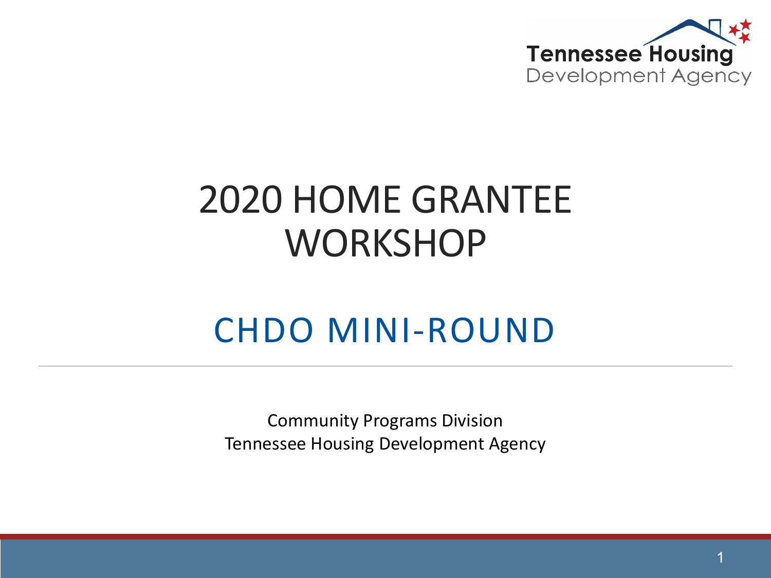Tennessee Housing Development Agency

# 2020 HOME GRANTEE WORKSHOP

## CHDO MINI-ROUND

Community Programs Division
Tennessee Housing Development Agency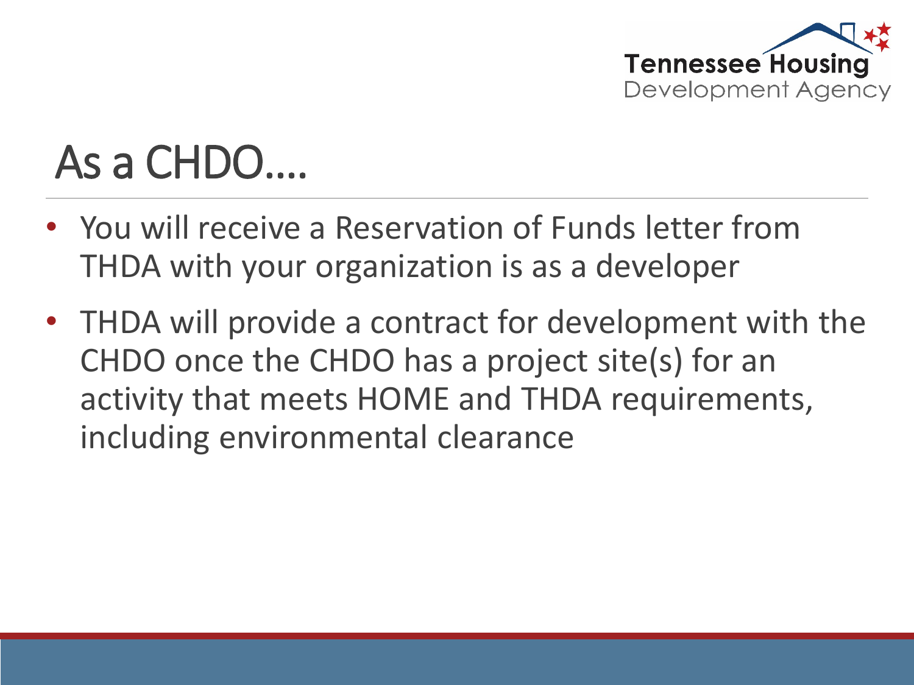# As a CHDO….

- You will receive a Reservation of Funds letter from THDA with your organization is as a developer
- THDA will provide a contract for development with the CHDO once the CHDO has a project site(s) for an activity that meets HOME and THDA requirements, including environmental clearance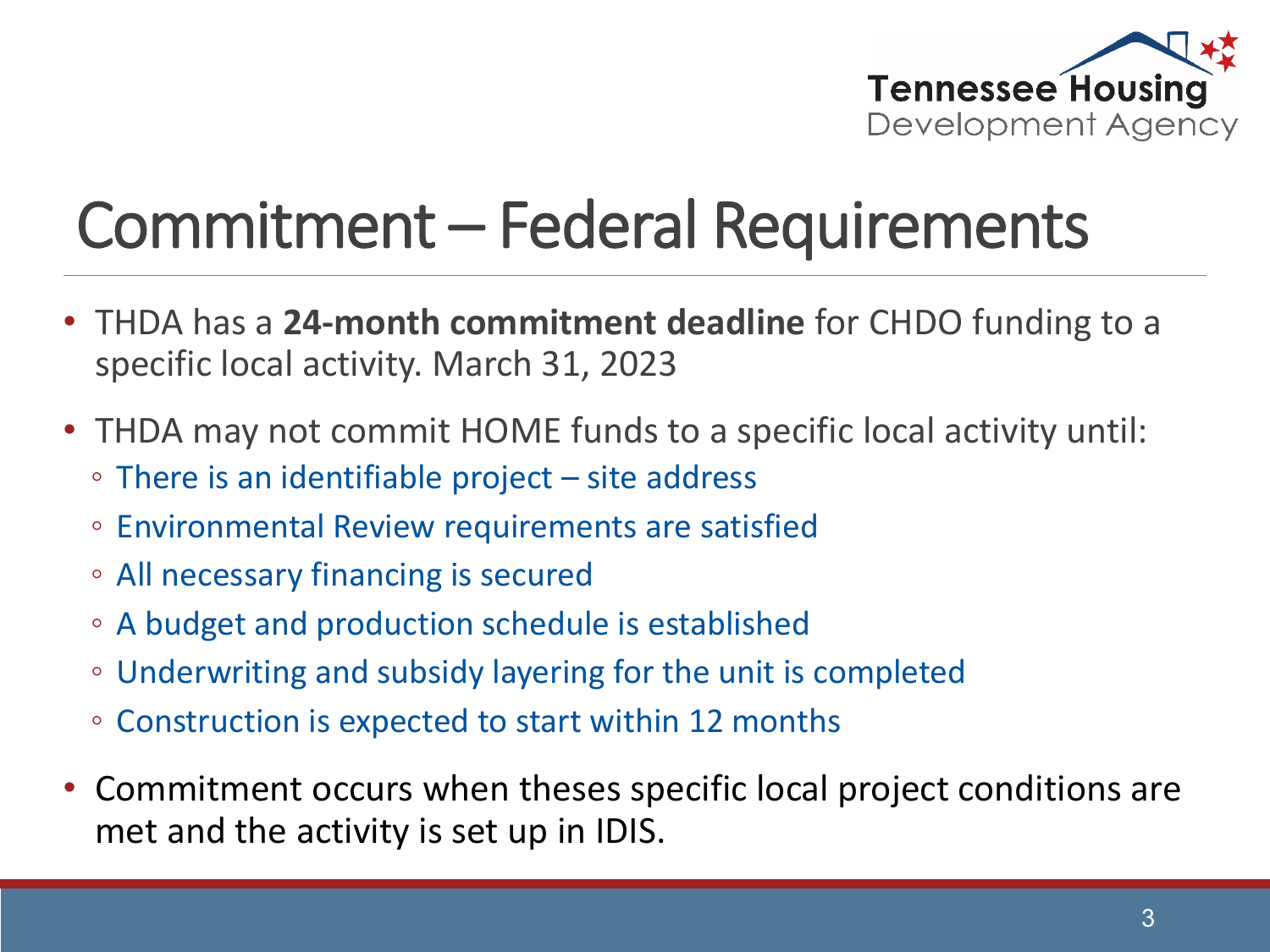# Commitment – Federal Requirements

- THDA has a **24-month commitment deadline** for CHDO funding to a specific local activity. March 31, 2023
- THDA may not commit HOME funds to a specific local activity until:
  - There is an identifiable project – site address
  - Environmental Review requirements are satisfied
  - All necessary financing is secured
  - A budget and production schedule is established
  - Underwriting and subsidy layering for the unit is completed
  - Construction is expected to start within 12 months
- Commitment occurs when theses specific local project conditions are met and the activity is set up in IDIS.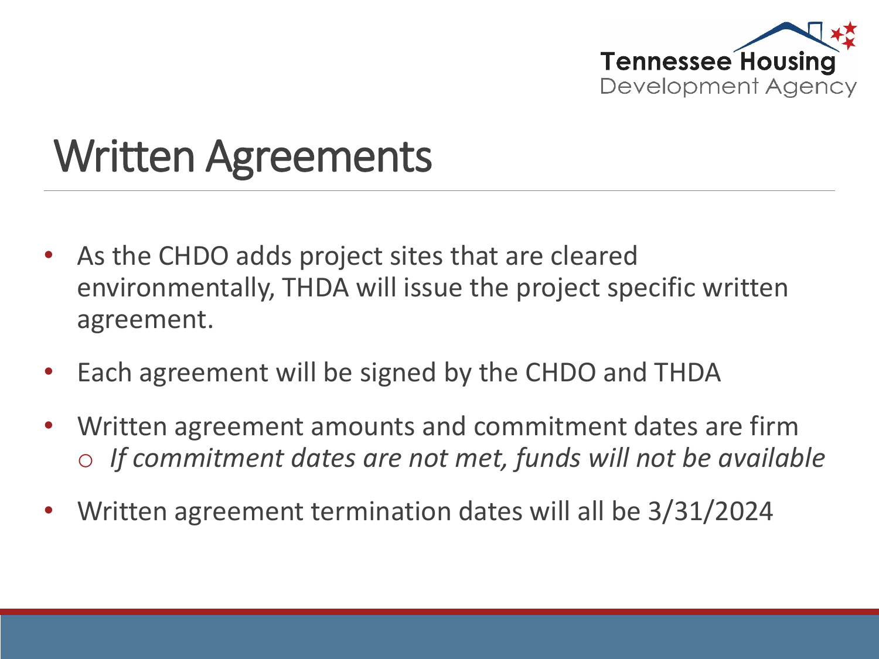# Written Agreements

- As the CHDO adds project sites that are cleared environmentally, THDA will issue the project specific written agreement.
- Each agreement will be signed by the CHDO and THDA
- Written agreement amounts and commitment dates are firm
  - *If commitment dates are not met, funds will not be available*
- Written agreement termination dates will all be 3/31/2024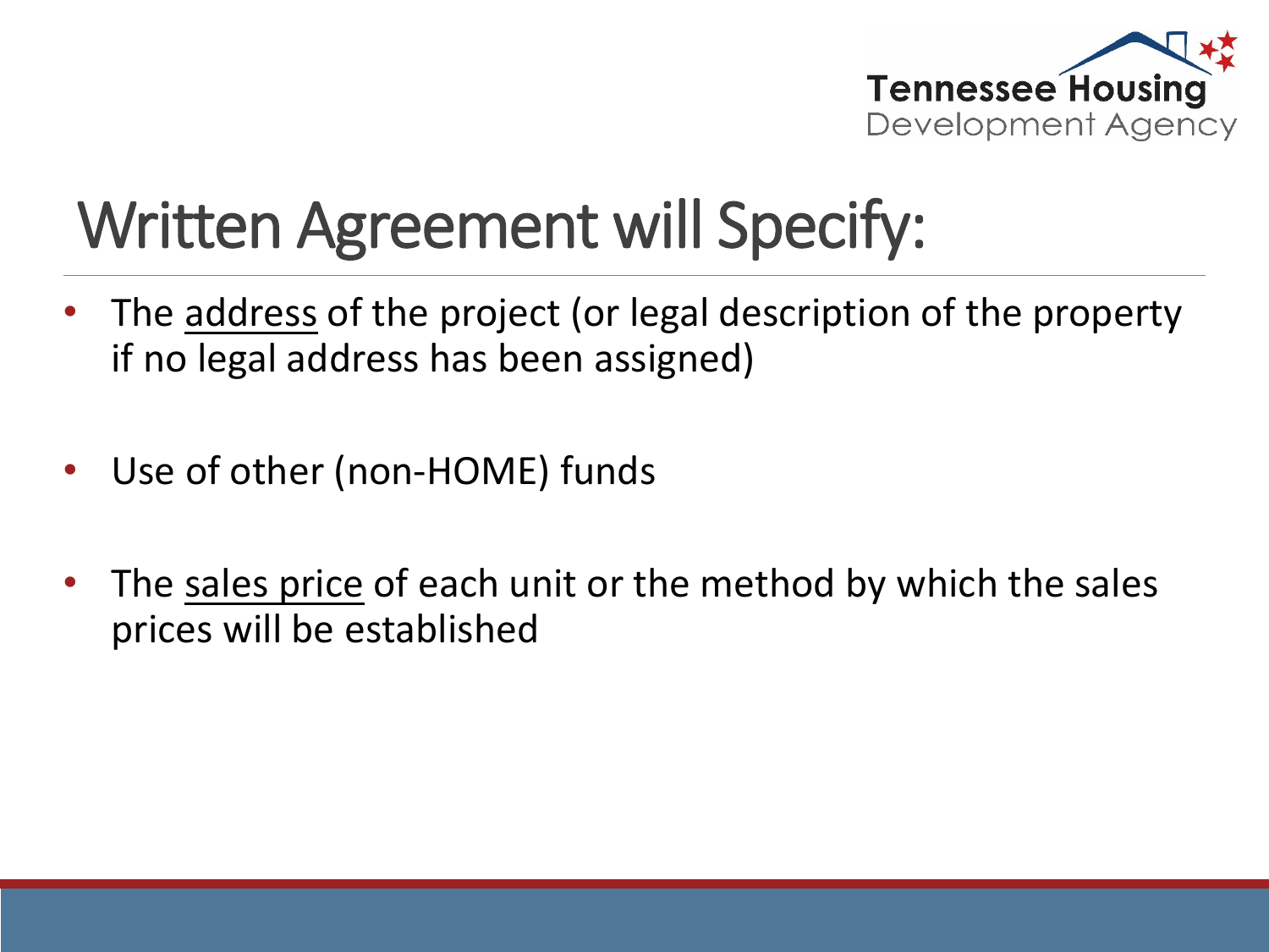# Written Agreement will Specify:

- The address of the project (or legal description of the property if no legal address has been assigned)
- Use of other (non-HOME) funds
- The sales price of each unit or the method by which the sales prices will be established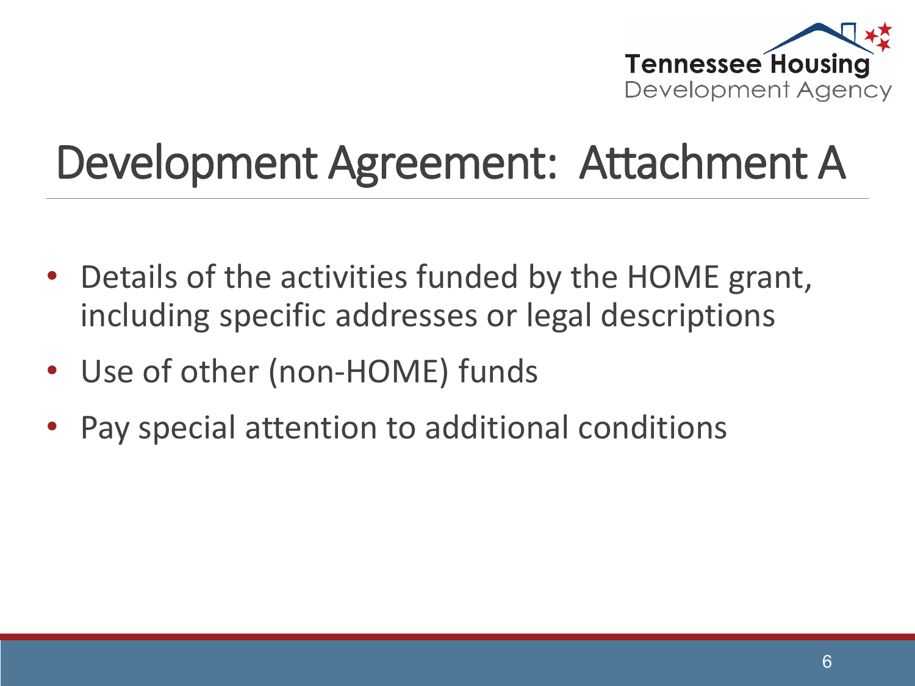# Development Agreement: Attachment A

- Details of the activities funded by the HOME grant, including specific addresses or legal descriptions
- Use of other (non-HOME) funds
- Pay special attention to additional conditions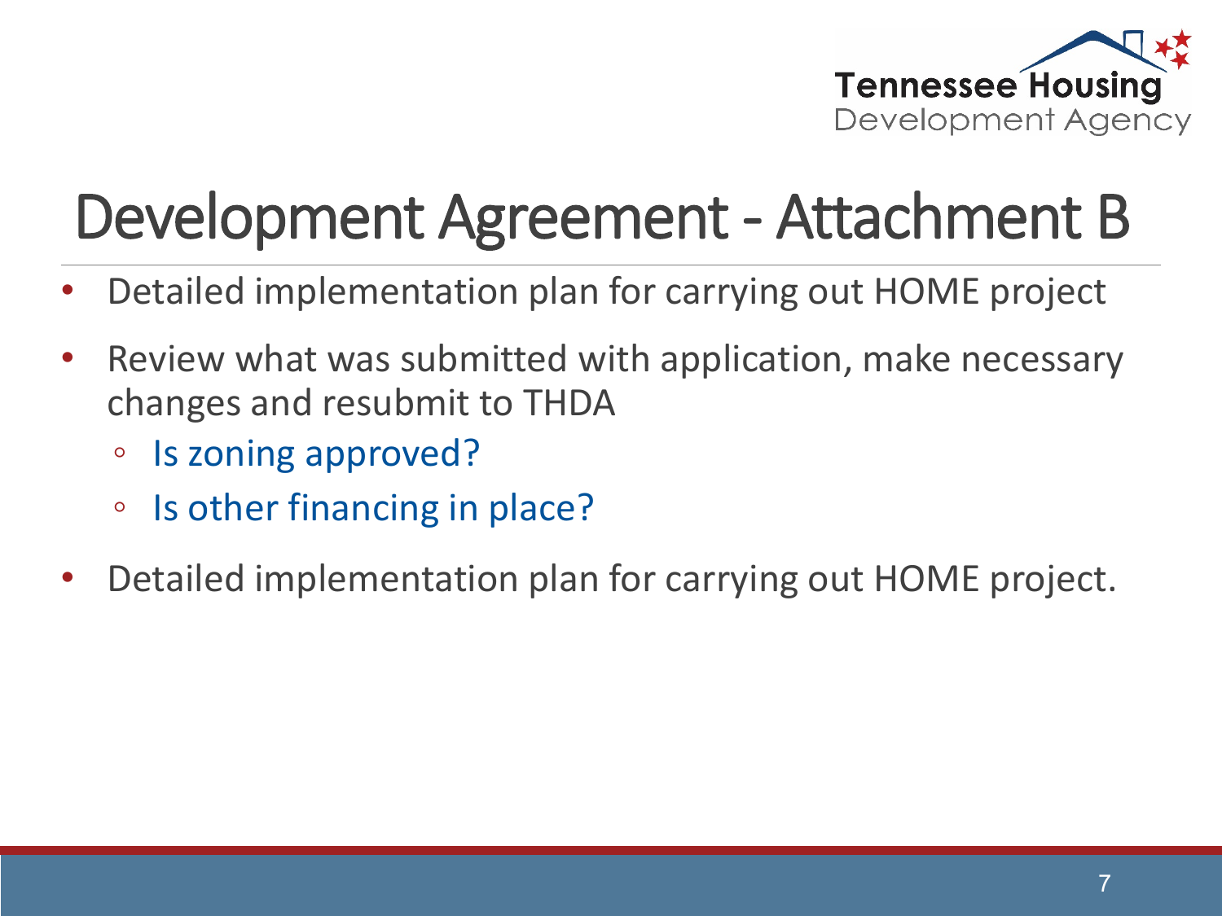# Development Agreement - Attachment B

- Detailed implementation plan for carrying out HOME project
- Review what was submitted with application, make necessary changes and resubmit to THDA
  - Is zoning approved?
  - Is other financing in place?
- Detailed implementation plan for carrying out HOME project.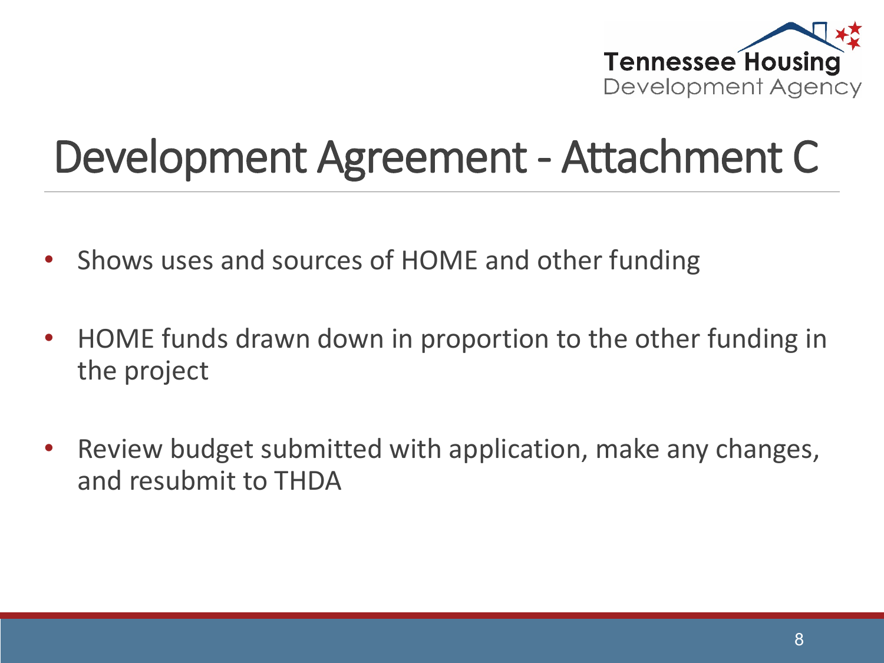# Development Agreement - Attachment C

- Shows uses and sources of HOME and other funding
- HOME funds drawn down in proportion to the other funding in the project
- Review budget submitted with application, make any changes, and resubmit to THDA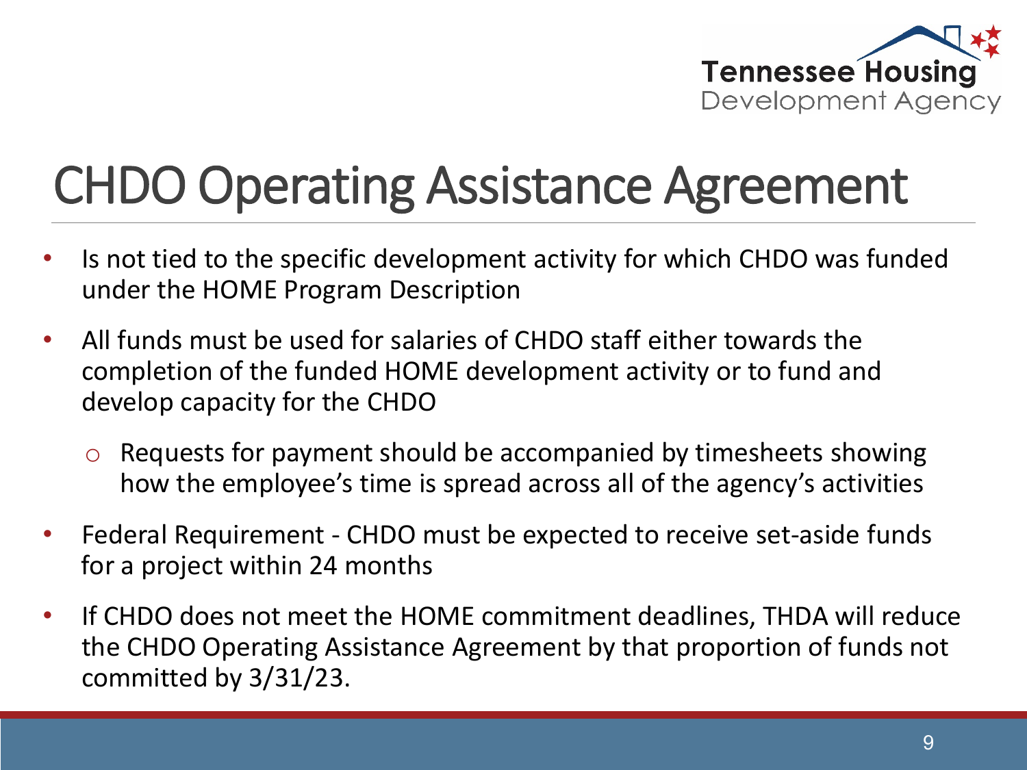# CHDO Operating Assistance Agreement

- Is not tied to the specific development activity for which CHDO was funded under the HOME Program Description
- All funds must be used for salaries of CHDO staff either towards the completion of the funded HOME development activity or to fund and develop capacity for the CHDO
  - Requests for payment should be accompanied by timesheets showing how the employee's time is spread across all of the agency's activities
- Federal Requirement - CHDO must be expected to receive set-aside funds for a project within 24 months
- If CHDO does not meet the HOME commitment deadlines, THDA will reduce the CHDO Operating Assistance Agreement by that proportion of funds not committed by 3/31/23.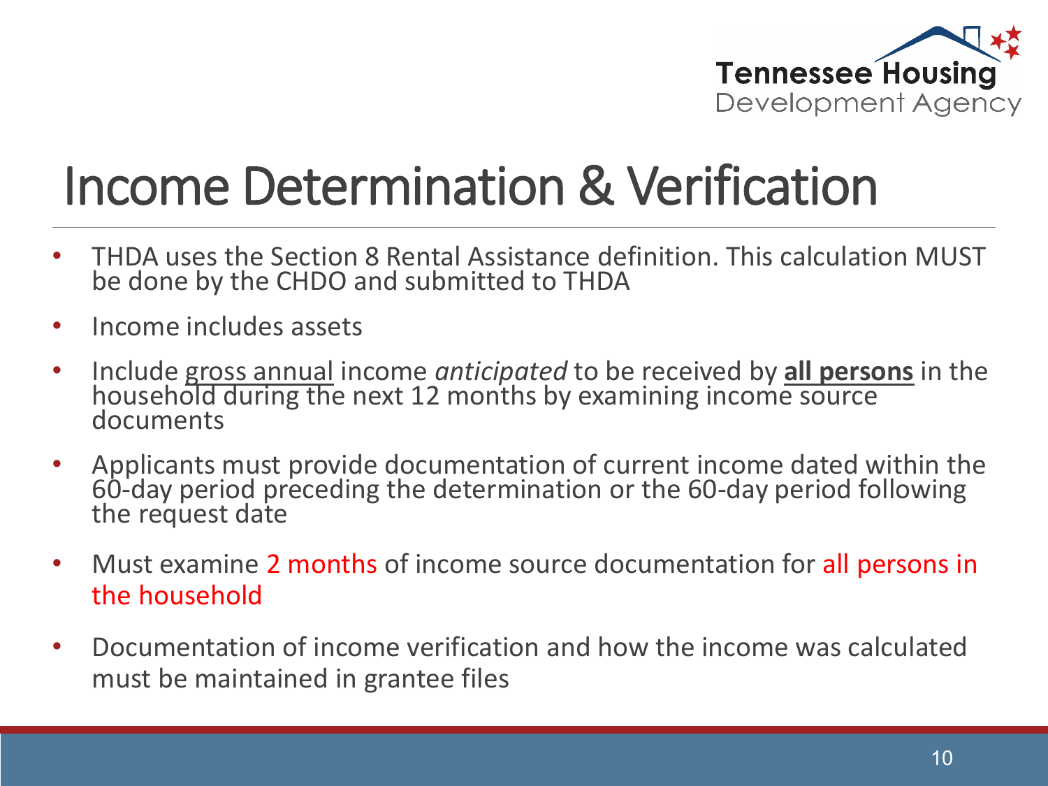# Income Determination & Verification

- THDA uses the Section 8 Rental Assistance definition. This calculation MUST be done by the CHDO and submitted to THDA
- Income includes assets
- Include gross annual income *anticipated* to be received by **all persons** in the household during the next 12 months by examining income source documents
- Applicants must provide documentation of current income dated within the 60-day period preceding the determination or the 60-day period following the request date
- Must examine 2 months of income source documentation for all persons in the household
- Documentation of income verification and how the income was calculated must be maintained in grantee files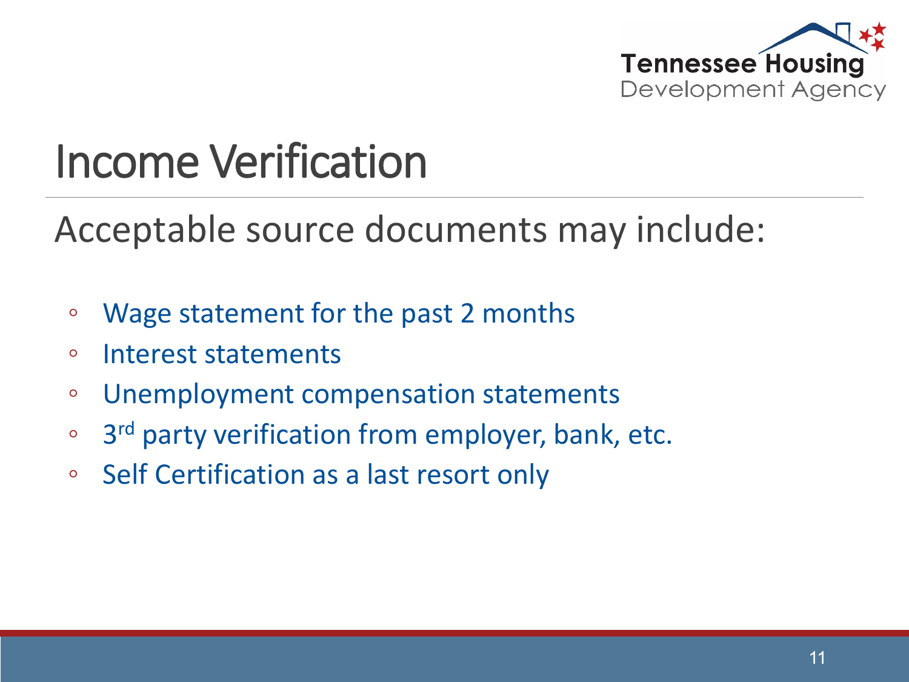# Income Verification

Acceptable source documents may include:

- Wage statement for the past 2 months
- Interest statements
- Unemployment compensation statements
- 3rd party verification from employer, bank, etc.
- Self Certification as a last resort only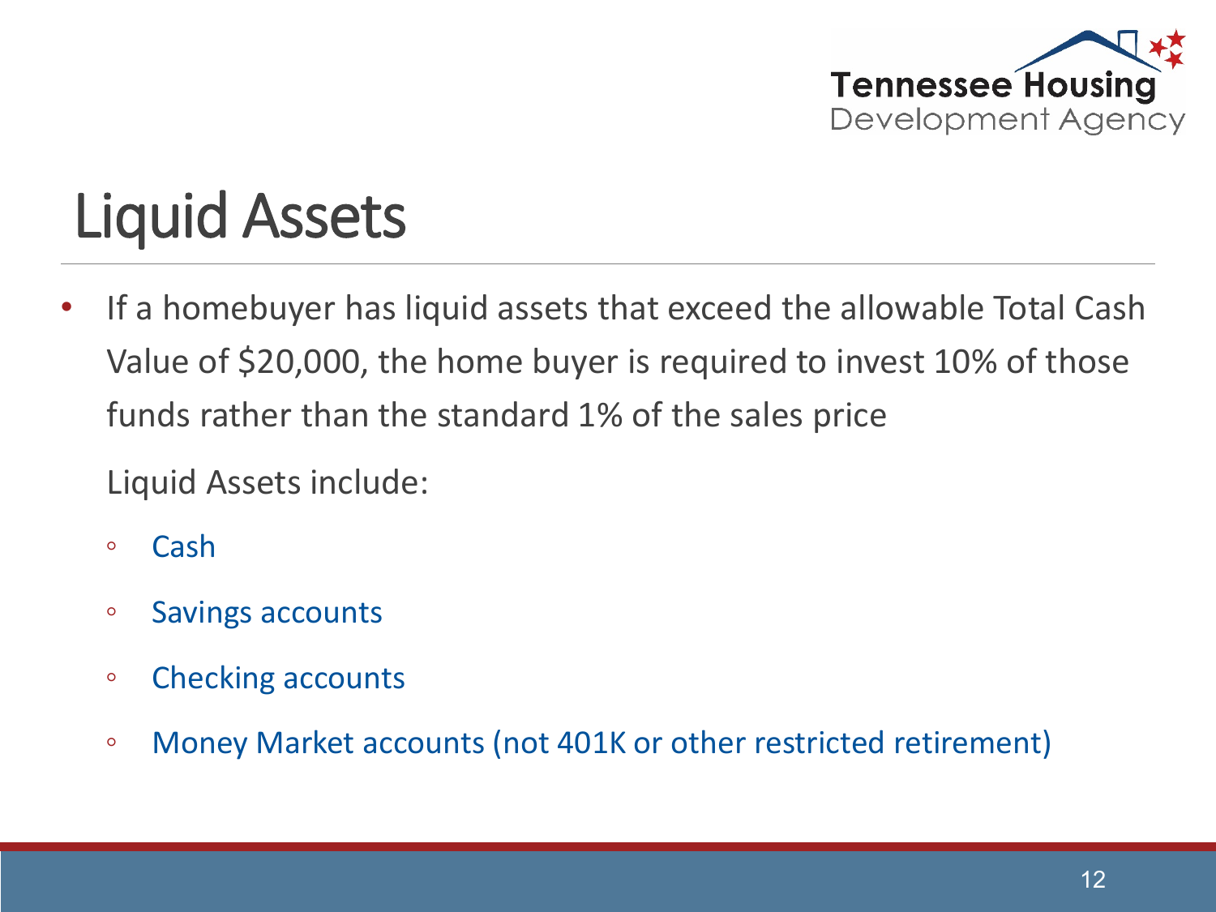# Liquid Assets

- If a homebuyer has liquid assets that exceed the allowable Total Cash Value of $20,000, the home buyer is required to invest 10% of those funds rather than the standard 1% of the sales price

  Liquid Assets include:

  - Cash
  - Savings accounts
  - Checking accounts
  - Money Market accounts (not 401K or other restricted retirement)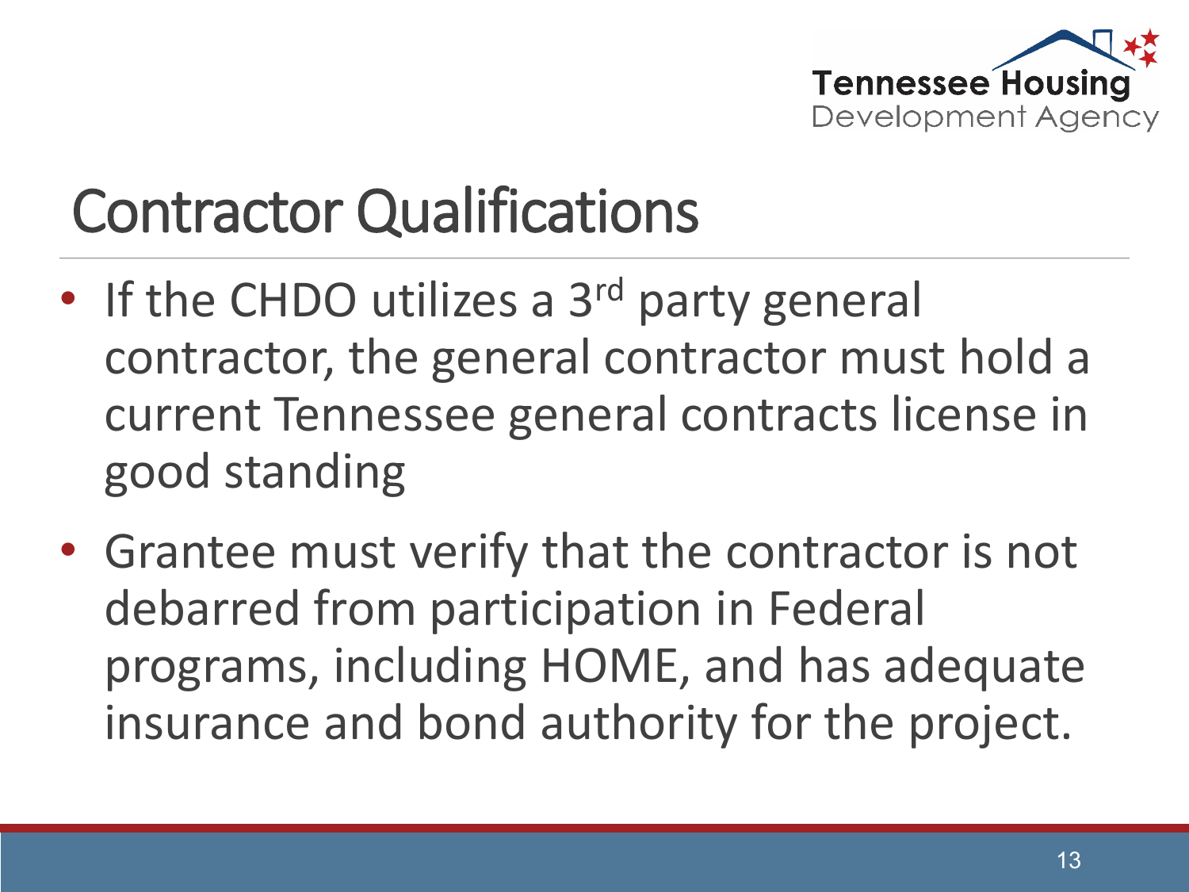# Contractor Qualifications

- If the CHDO utilizes a 3rd party general contractor, the general contractor must hold a current Tennessee general contracts license in good standing
- Grantee must verify that the contractor is not debarred from participation in Federal programs, including HOME, and has adequate insurance and bond authority for the project.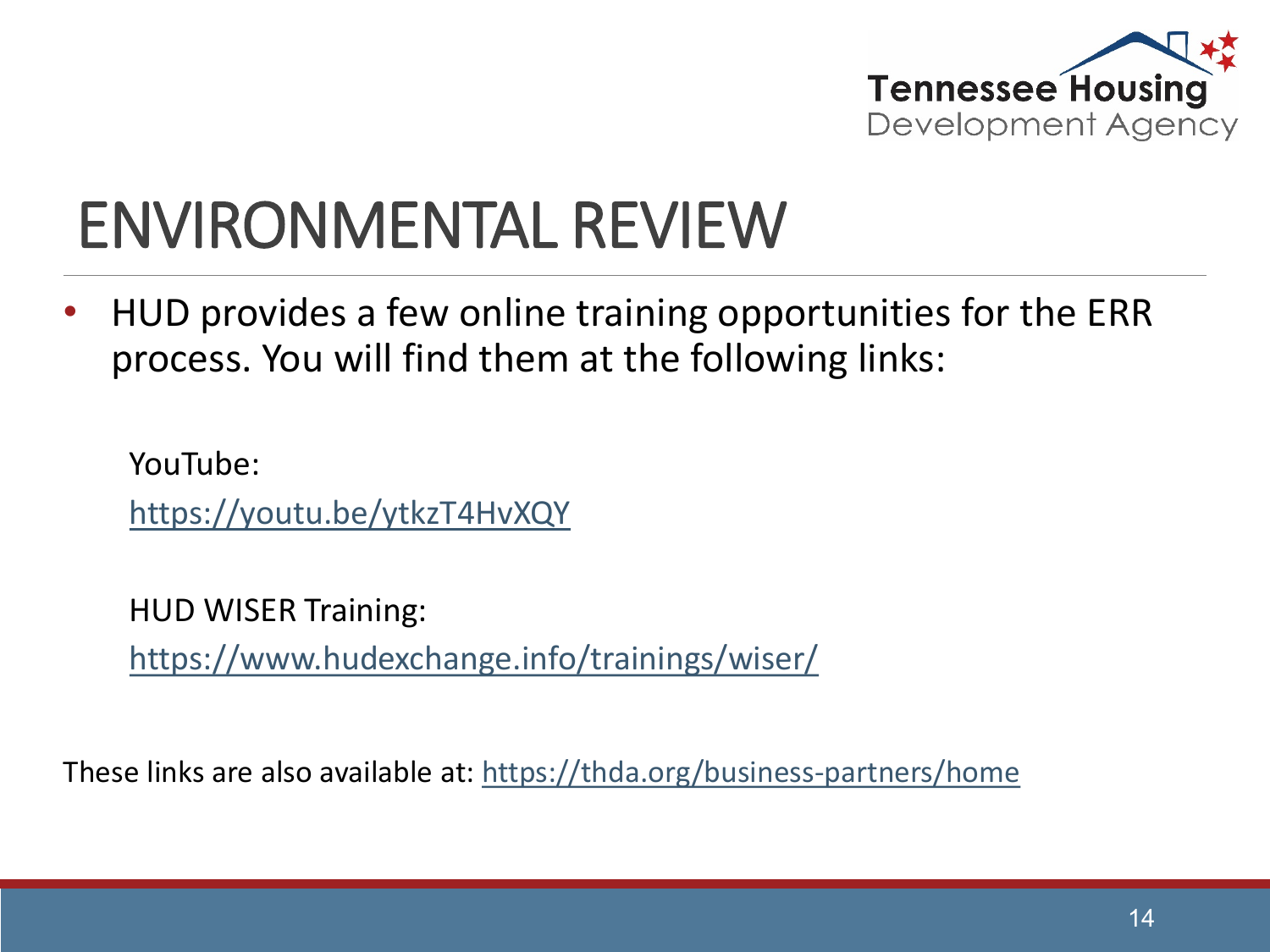# ENVIRONMENTAL REVIEW

- HUD provides a few online training opportunities for the ERR process. You will find them at the following links:

  YouTube:
  https://youtu.be/ytkzT4HvXQY

  HUD WISER Training:
  https://www.hudexchange.info/trainings/wiser/

These links are also available at: https://thda.org/business-partners/home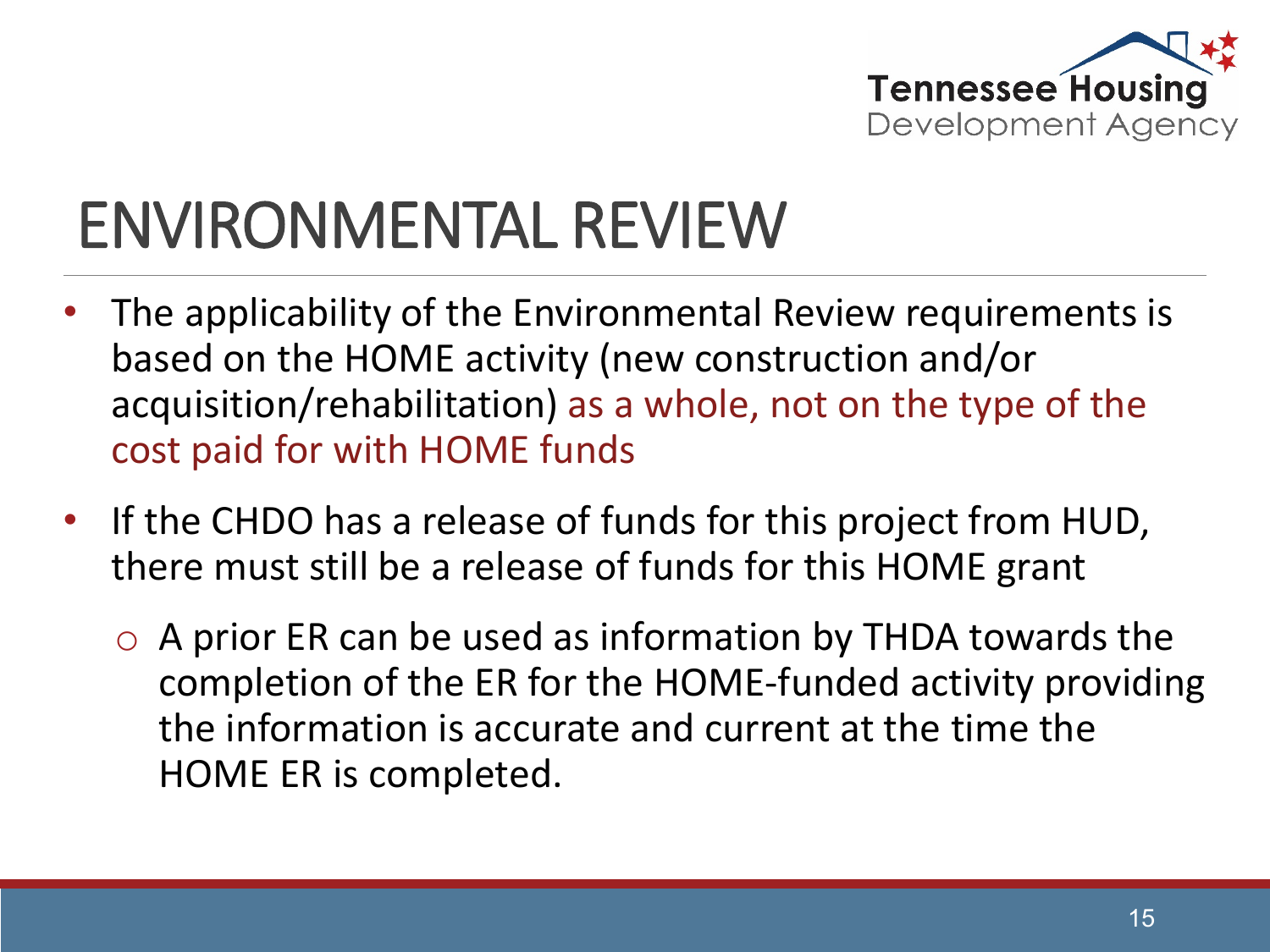# ENVIRONMENTAL REVIEW

- The applicability of the Environmental Review requirements is based on the HOME activity (new construction and/or acquisition/rehabilitation) as a whole, not on the type of the cost paid for with HOME funds
- If the CHDO has a release of funds for this project from HUD, there must still be a release of funds for this HOME grant
  - A prior ER can be used as information by THDA towards the completion of the ER for the HOME-funded activity providing the information is accurate and current at the time the HOME ER is completed.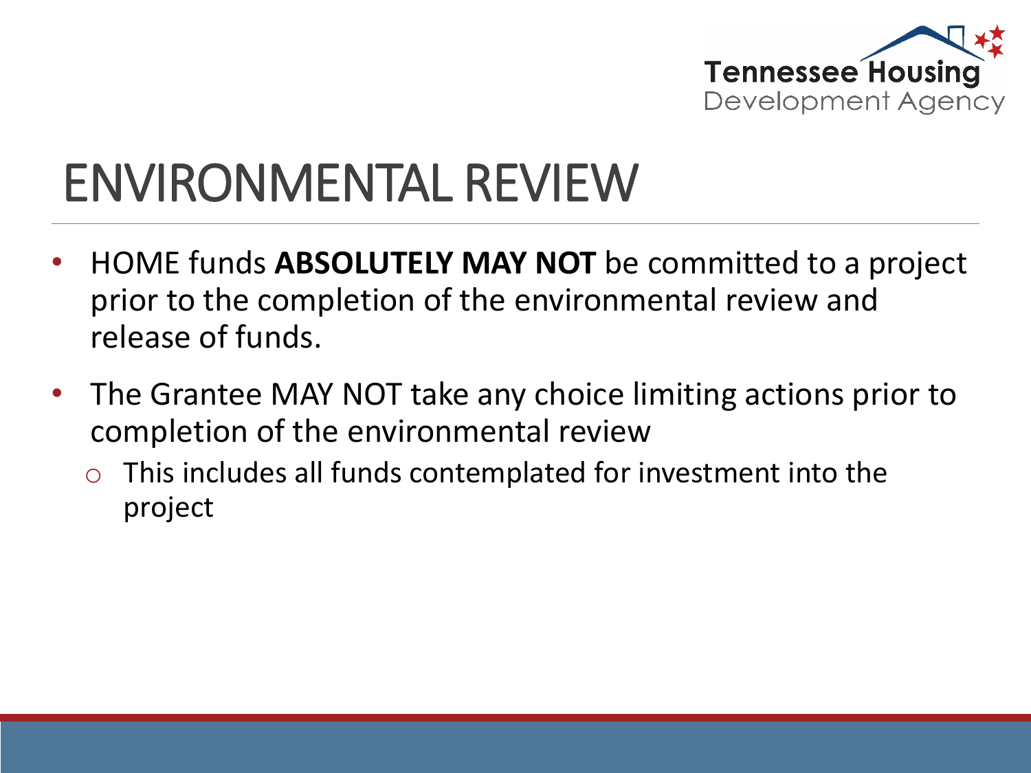# ENVIRONMENTAL REVIEW

- HOME funds **ABSOLUTELY MAY NOT** be committed to a project prior to the completion of the environmental review and release of funds.
- The Grantee MAY NOT take any choice limiting actions prior to completion of the environmental review
  - This includes all funds contemplated for investment into the project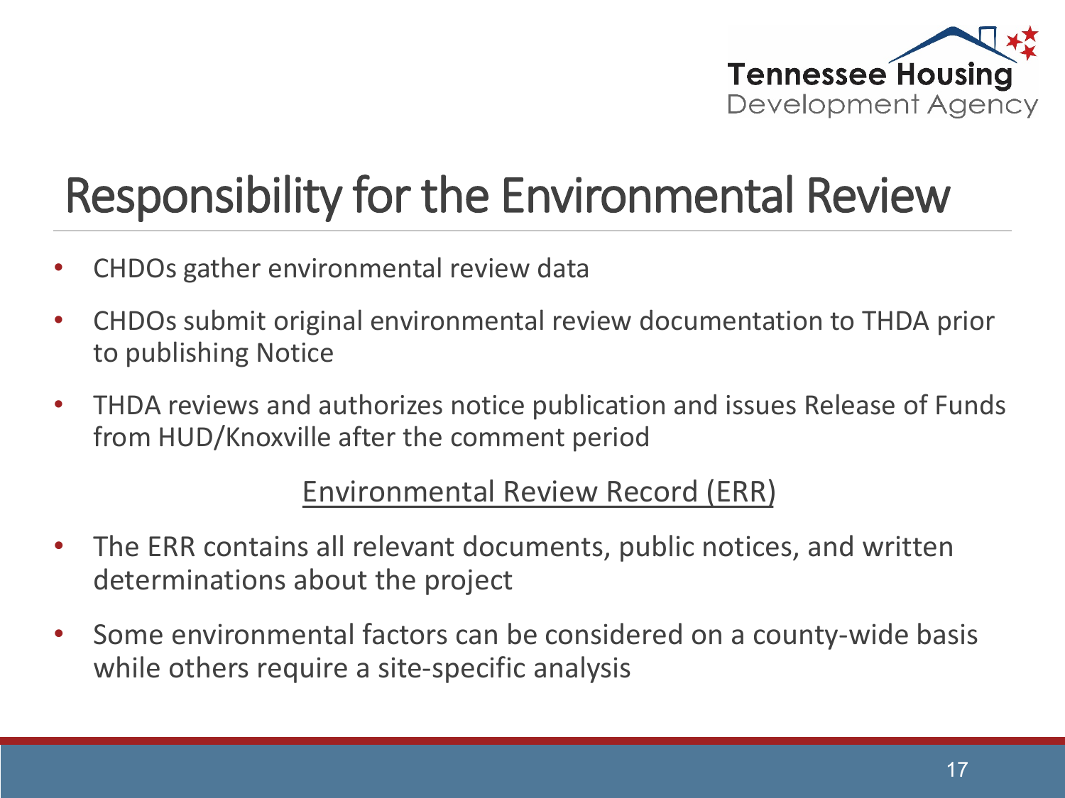# Responsibility for the Environmental Review

- CHDOs gather environmental review data
- CHDOs submit original environmental review documentation to THDA prior to publishing Notice
- THDA reviews and authorizes notice publication and issues Release of Funds from HUD/Knoxville after the comment period

## Environmental Review Record (ERR)

- The ERR contains all relevant documents, public notices, and written determinations about the project
- Some environmental factors can be considered on a county-wide basis while others require a site-specific analysis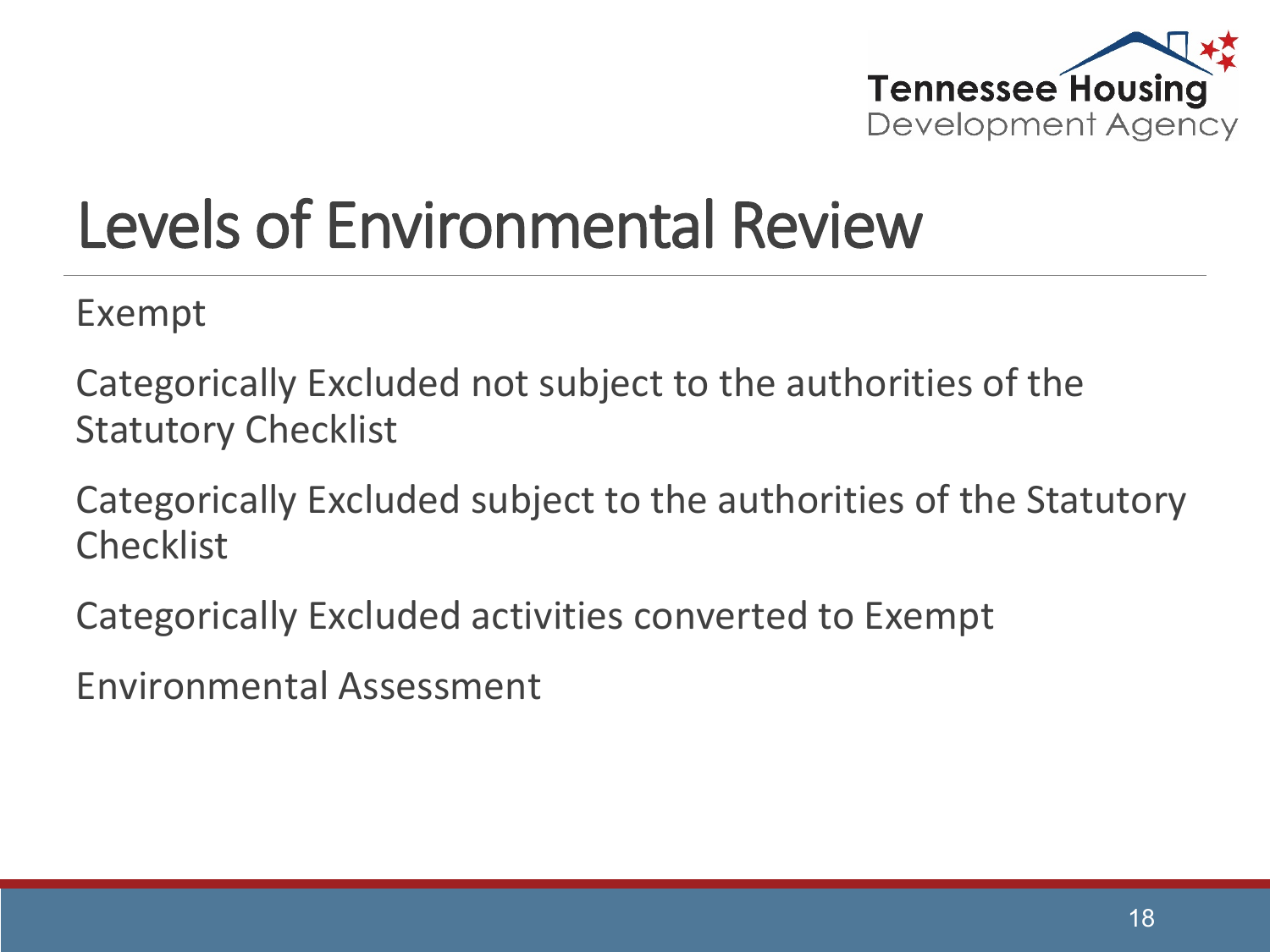# Levels of Environmental Review

Exempt

Categorically Excluded not subject to the authorities of the Statutory Checklist

Categorically Excluded subject to the authorities of the Statutory Checklist

Categorically Excluded activities converted to Exempt

Environmental Assessment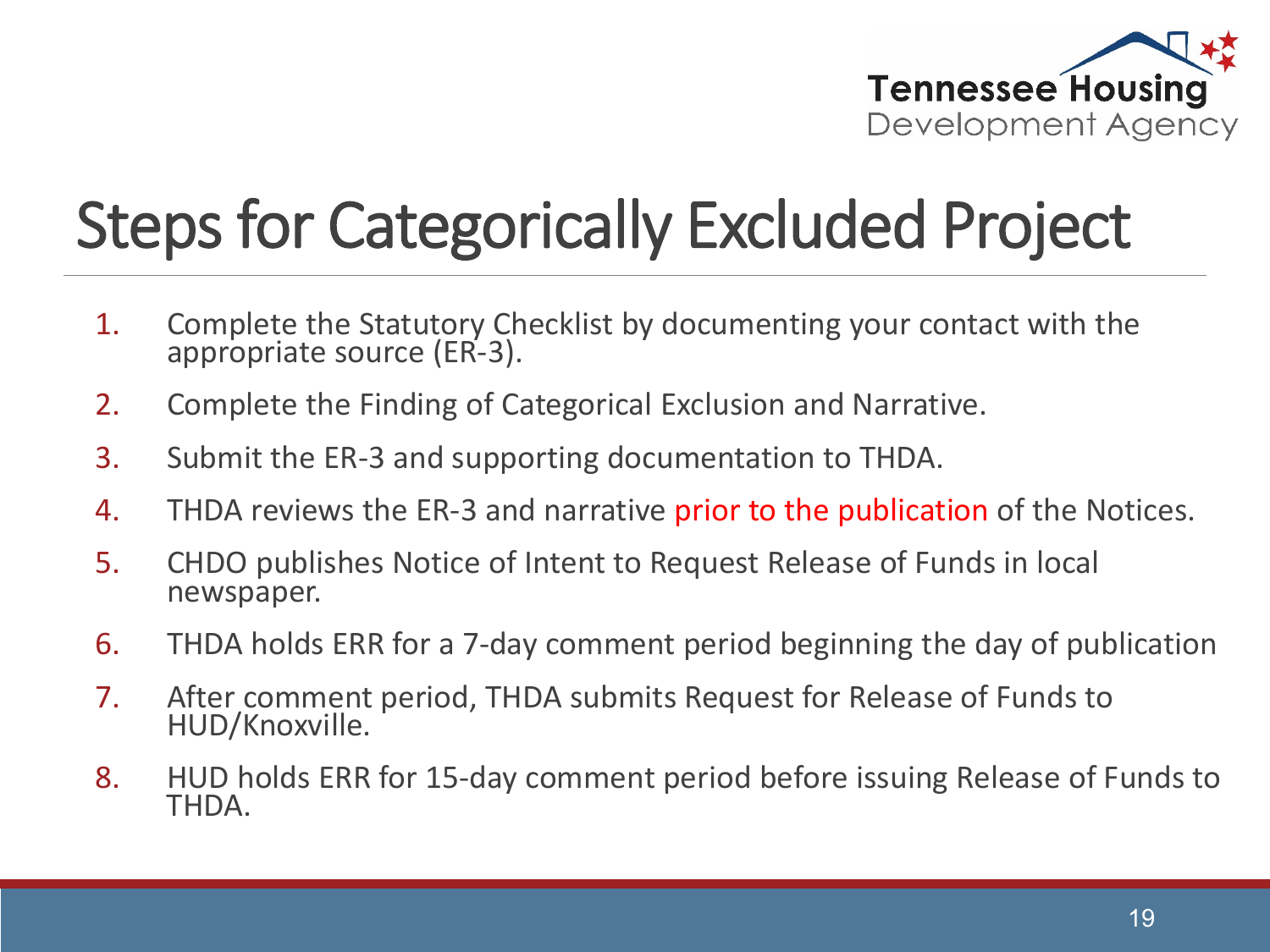# Steps for Categorically Excluded Project

1. Complete the Statutory Checklist by documenting your contact with the appropriate source (ER-3).
2. Complete the Finding of Categorical Exclusion and Narrative.
3. Submit the ER-3 and supporting documentation to THDA.
4. THDA reviews the ER-3 and narrative prior to the publication of the Notices.
5. CHDO publishes Notice of Intent to Request Release of Funds in local newspaper.
6. THDA holds ERR for a 7-day comment period beginning the day of publication
7. After comment period, THDA submits Request for Release of Funds to HUD/Knoxville.
8. HUD holds ERR for 15-day comment period before issuing Release of Funds to THDA.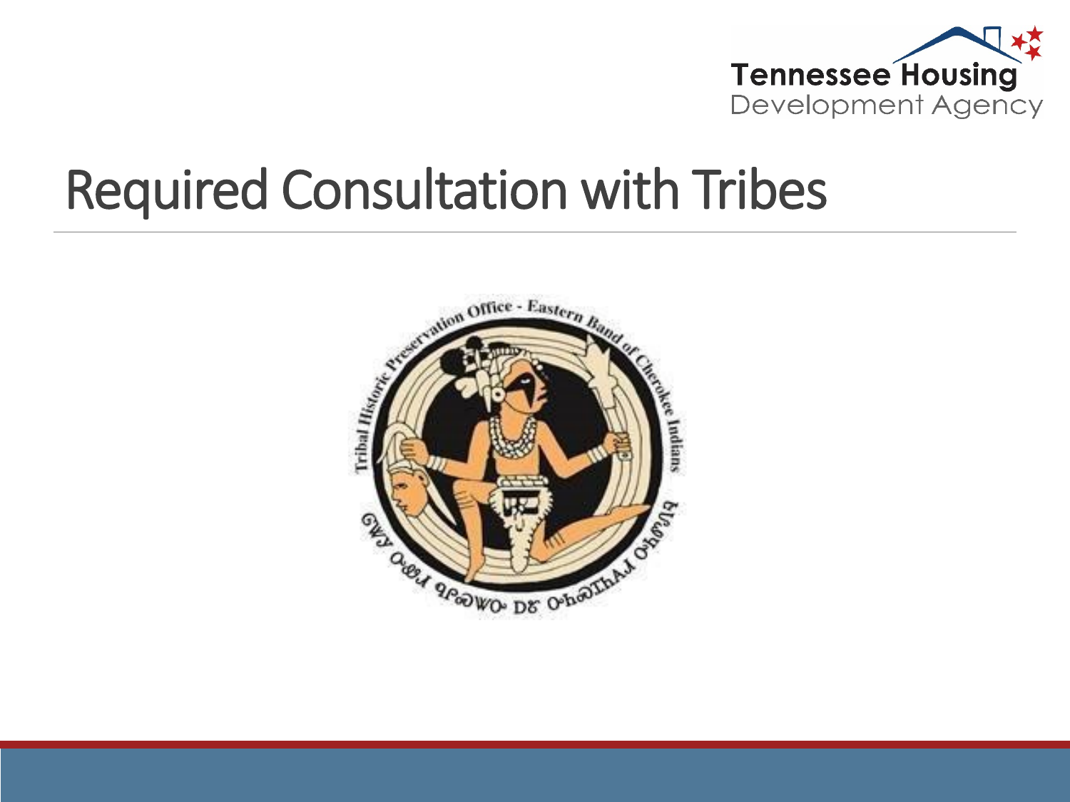# Required Consultation with Tribes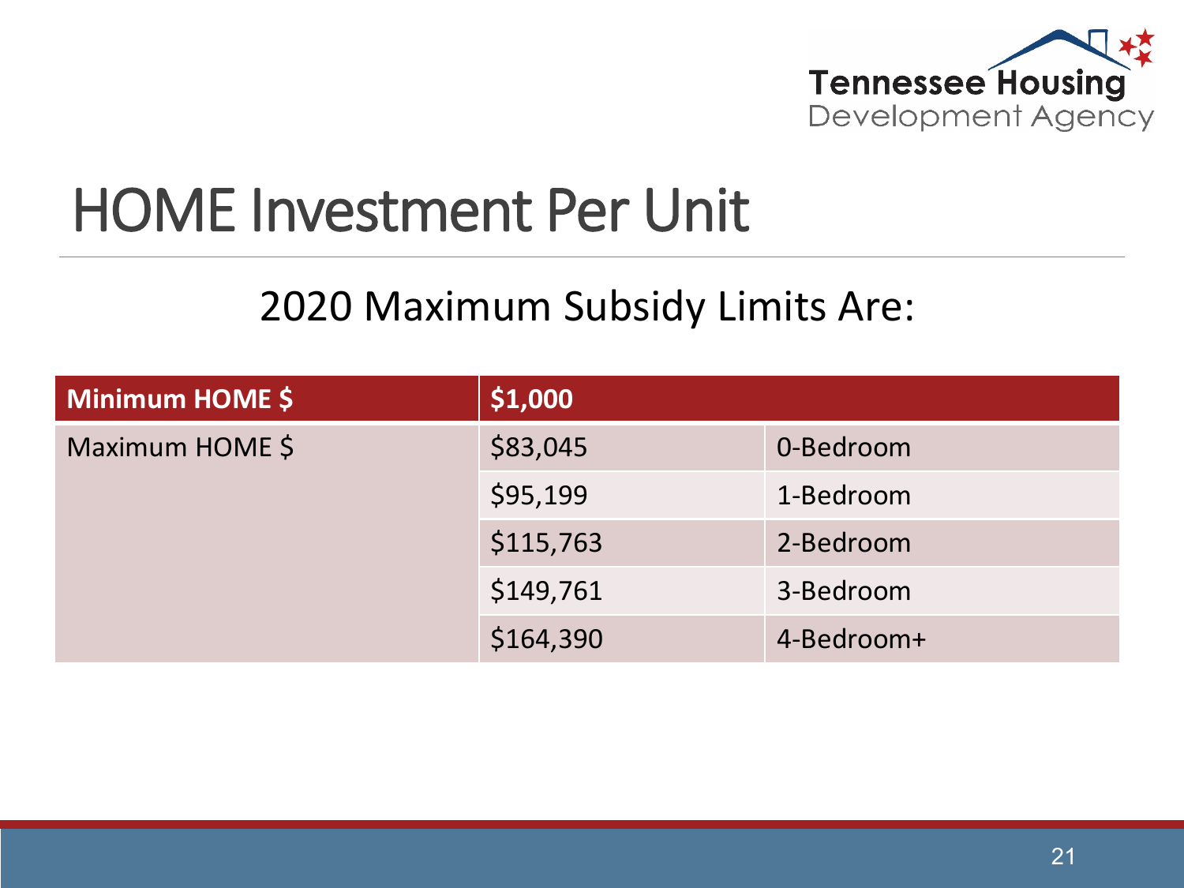# HOME Investment Per Unit

## 2020 Maximum Subsidy Limits Are:

| **Minimum HOME $** | **$1,000** | |
|---|---|---|
| Maximum HOME $ | $83,045 | 0-Bedroom |
| | $95,199 | 1-Bedroom |
| | $115,763 | 2-Bedroom |
| | $149,761 | 3-Bedroom |
| | $164,390 | 4-Bedroom+ |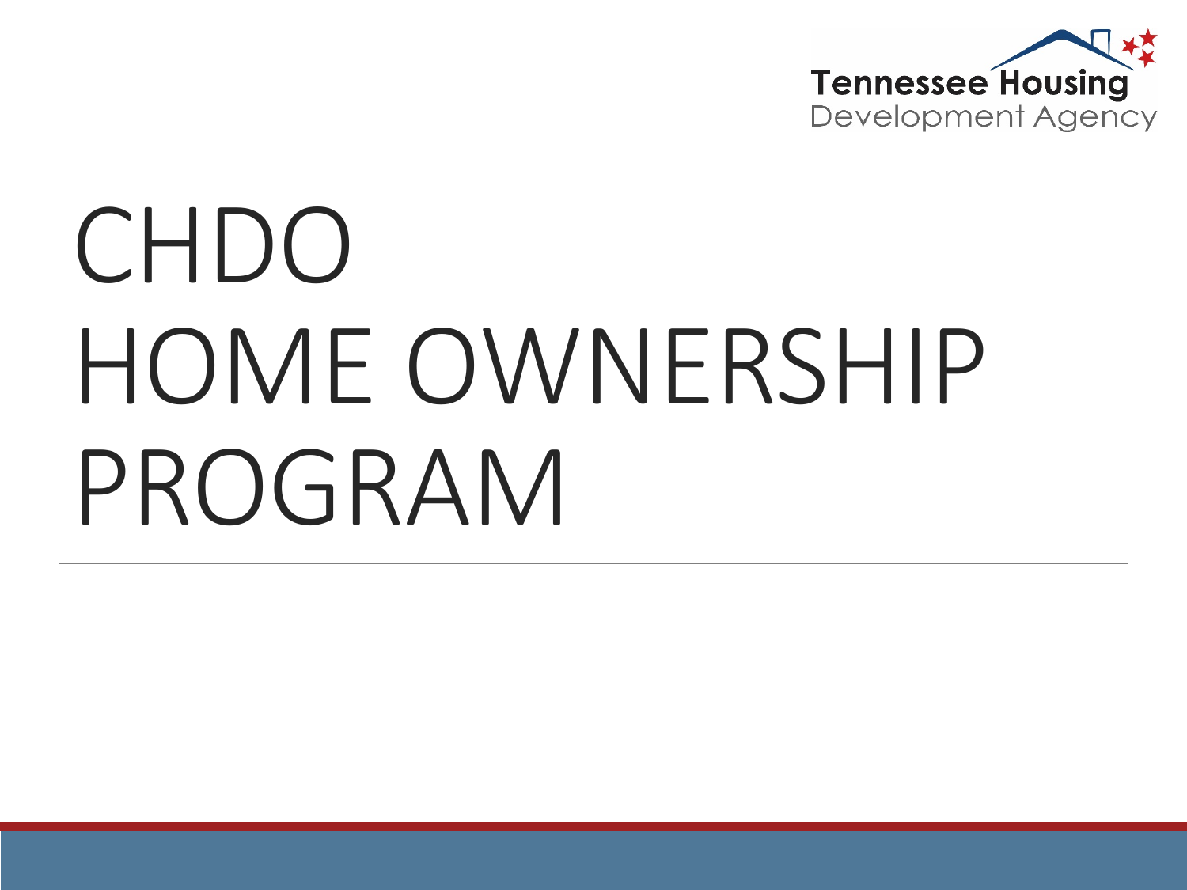# CHDO HOME OWNERSHIP PROGRAM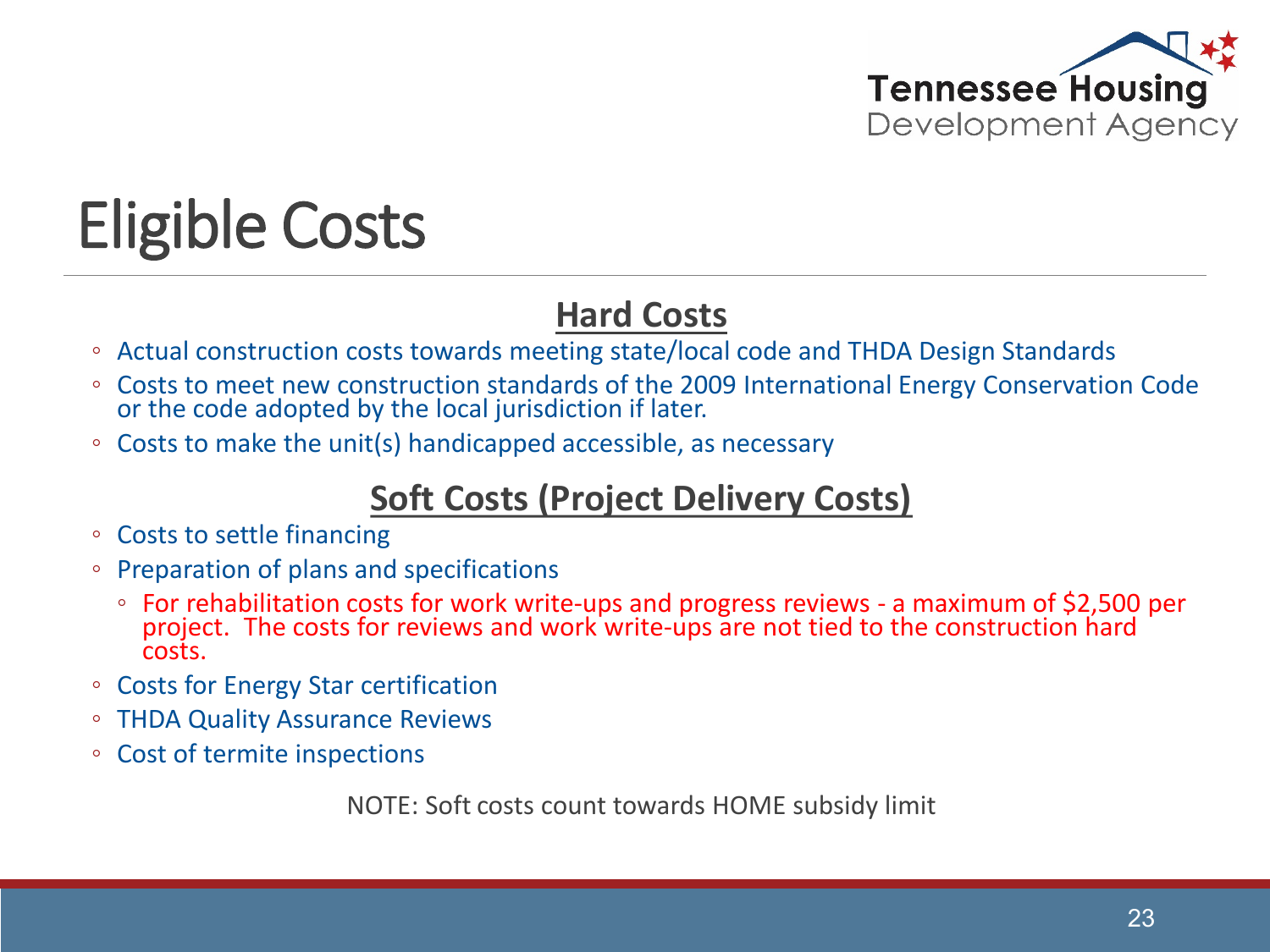# Eligible Costs

## Hard Costs

- Actual construction costs towards meeting state/local code and THDA Design Standards
- Costs to meet new construction standards of the 2009 International Energy Conservation Code or the code adopted by the local jurisdiction if later.
- Costs to make the unit(s) handicapped accessible, as necessary

## Soft Costs (Project Delivery Costs)

- Costs to settle financing
- Preparation of plans and specifications
  - For rehabilitation costs for work write-ups and progress reviews - a maximum of $2,500 per project. The costs for reviews and work write-ups are not tied to the construction hard costs.
- Costs for Energy Star certification
- THDA Quality Assurance Reviews
- Cost of termite inspections

NOTE: Soft costs count towards HOME subsidy limit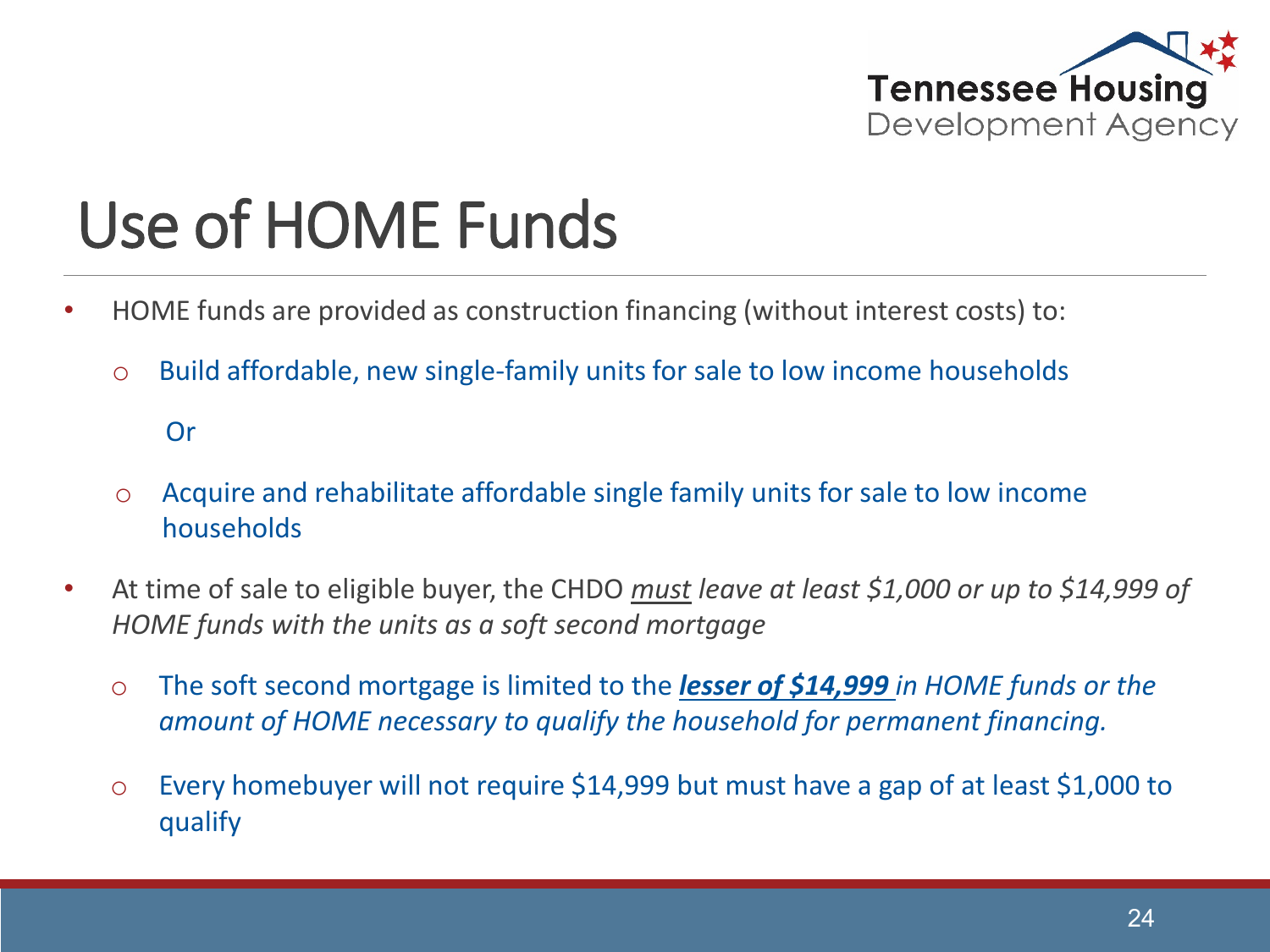# Use of HOME Funds

- HOME funds are provided as construction financing (without interest costs) to:
  - Build affordable, new single-family units for sale to low income households

    Or

  - Acquire and rehabilitate affordable single family units for sale to low income households
- At time of sale to eligible buyer, the CHDO _must_ *leave at least $1,000 or up to $14,999 of HOME funds with the units as a soft second mortgage*
  - The soft second mortgage is limited to the ***lesser of $14,999*** *in HOME funds or the amount of HOME necessary to qualify the household for permanent financing.*
  - Every homebuyer will not require $14,999 but must have a gap of at least $1,000 to qualify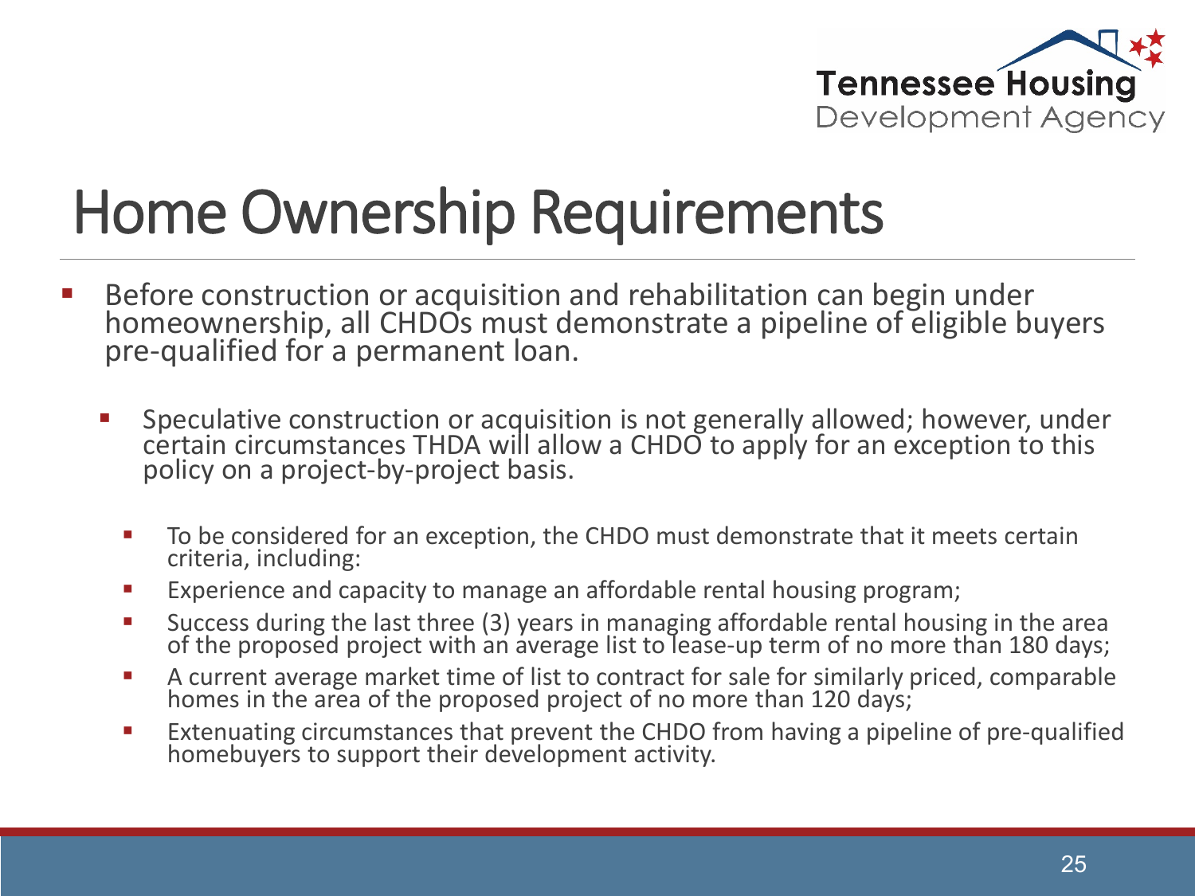# Home Ownership Requirements

- Before construction or acquisition and rehabilitation can begin under homeownership, all CHDOs must demonstrate a pipeline of eligible buyers pre-qualified for a permanent loan.
  - Speculative construction or acquisition is not generally allowed; however, under certain circumstances THDA will allow a CHDO to apply for an exception to this policy on a project-by-project basis.
    - To be considered for an exception, the CHDO must demonstrate that it meets certain criteria, including:
    - Experience and capacity to manage an affordable rental housing program;
    - Success during the last three (3) years in managing affordable rental housing in the area of the proposed project with an average list to lease-up term of no more than 180 days;
    - A current average market time of list to contract for sale for similarly priced, comparable homes in the area of the proposed project of no more than 120 days;
    - Extenuating circumstances that prevent the CHDO from having a pipeline of pre-qualified homebuyers to support their development activity.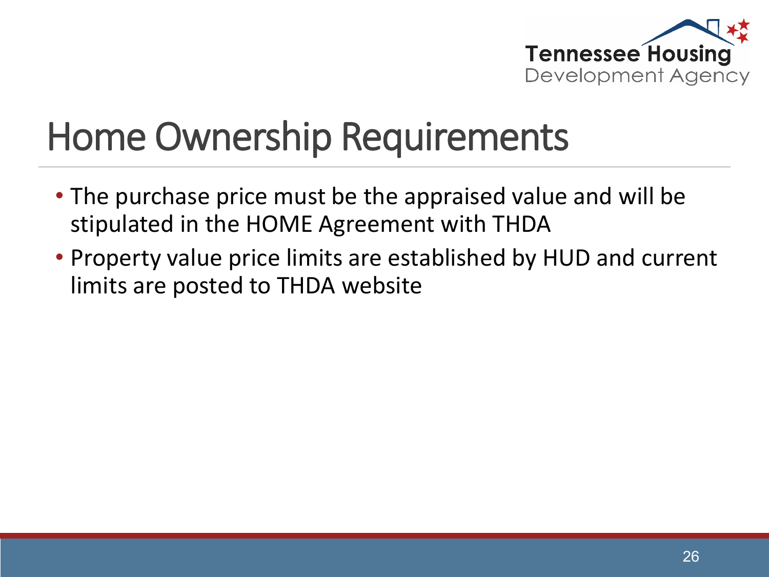# Home Ownership Requirements

- The purchase price must be the appraised value and will be stipulated in the HOME Agreement with THDA
- Property value price limits are established by HUD and current limits are posted to THDA website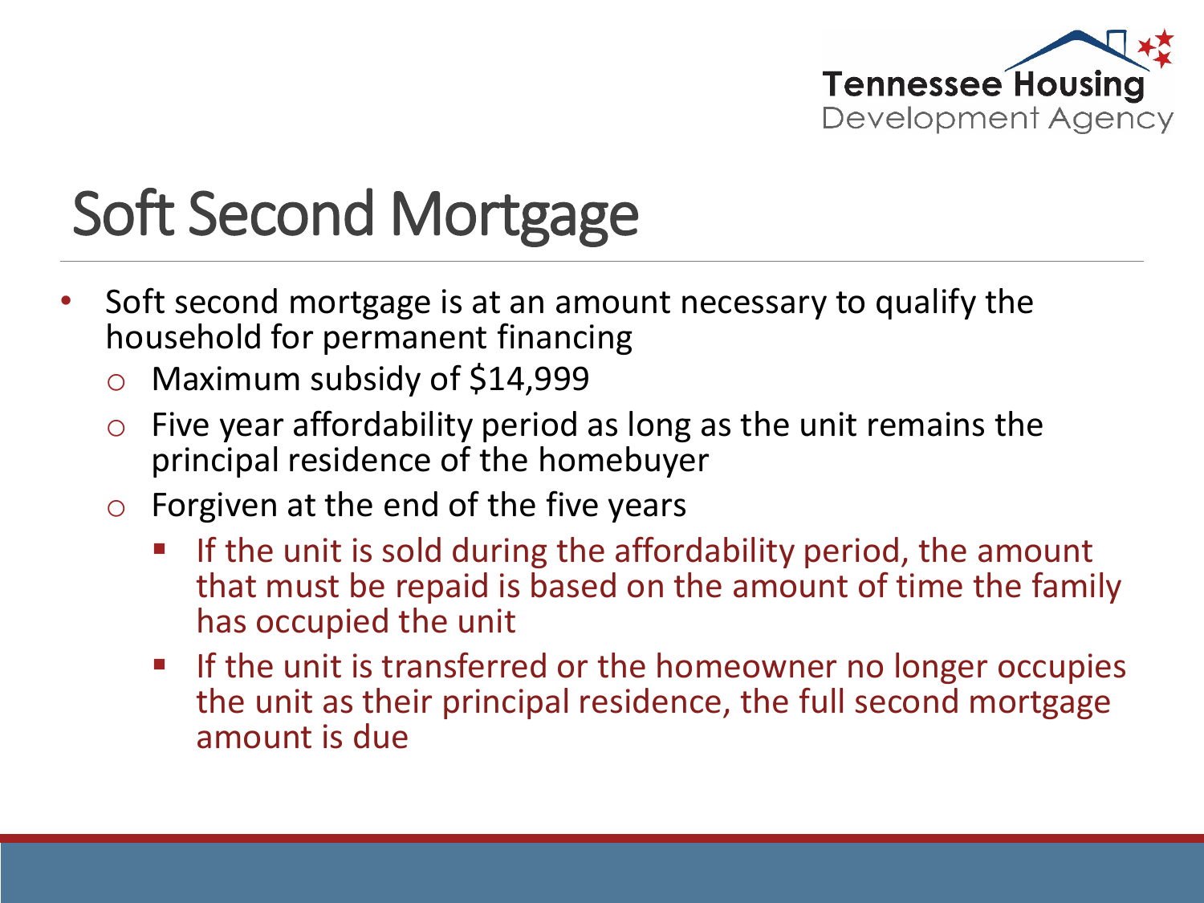# Soft Second Mortgage

- Soft second mortgage is at an amount necessary to qualify the household for permanent financing
  - Maximum subsidy of $14,999
  - Five year affordability period as long as the unit remains the principal residence of the homebuyer
  - Forgiven at the end of the five years
    - If the unit is sold during the affordability period, the amount that must be repaid is based on the amount of time the family has occupied the unit
    - If the unit is transferred or the homeowner no longer occupies the unit as their principal residence, the full second mortgage amount is due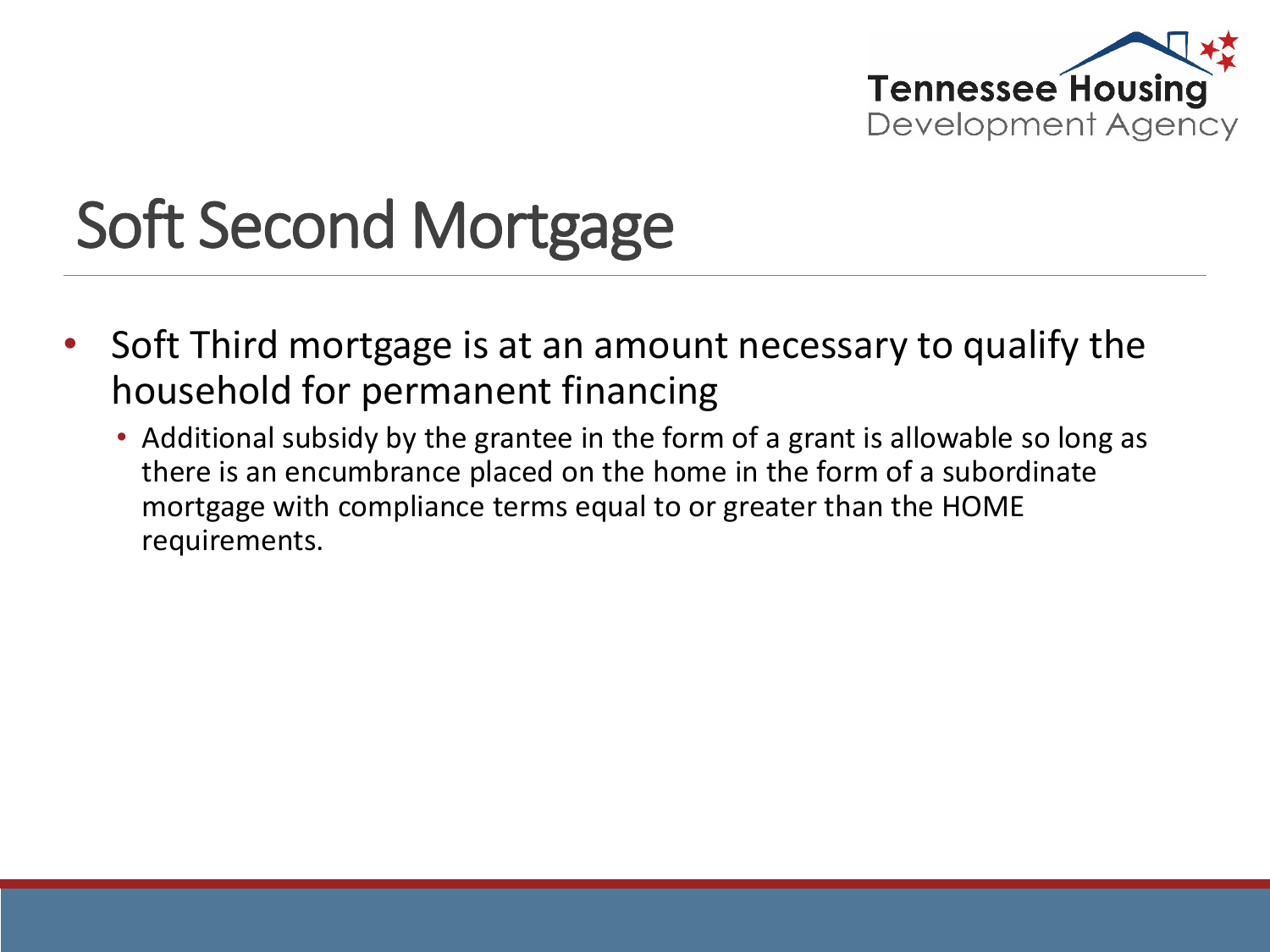# Soft Second Mortgage

- Soft Third mortgage is at an amount necessary to qualify the household for permanent financing
  - Additional subsidy by the grantee in the form of a grant is allowable so long as there is an encumbrance placed on the home in the form of a subordinate mortgage with compliance terms equal to or greater than the HOME requirements.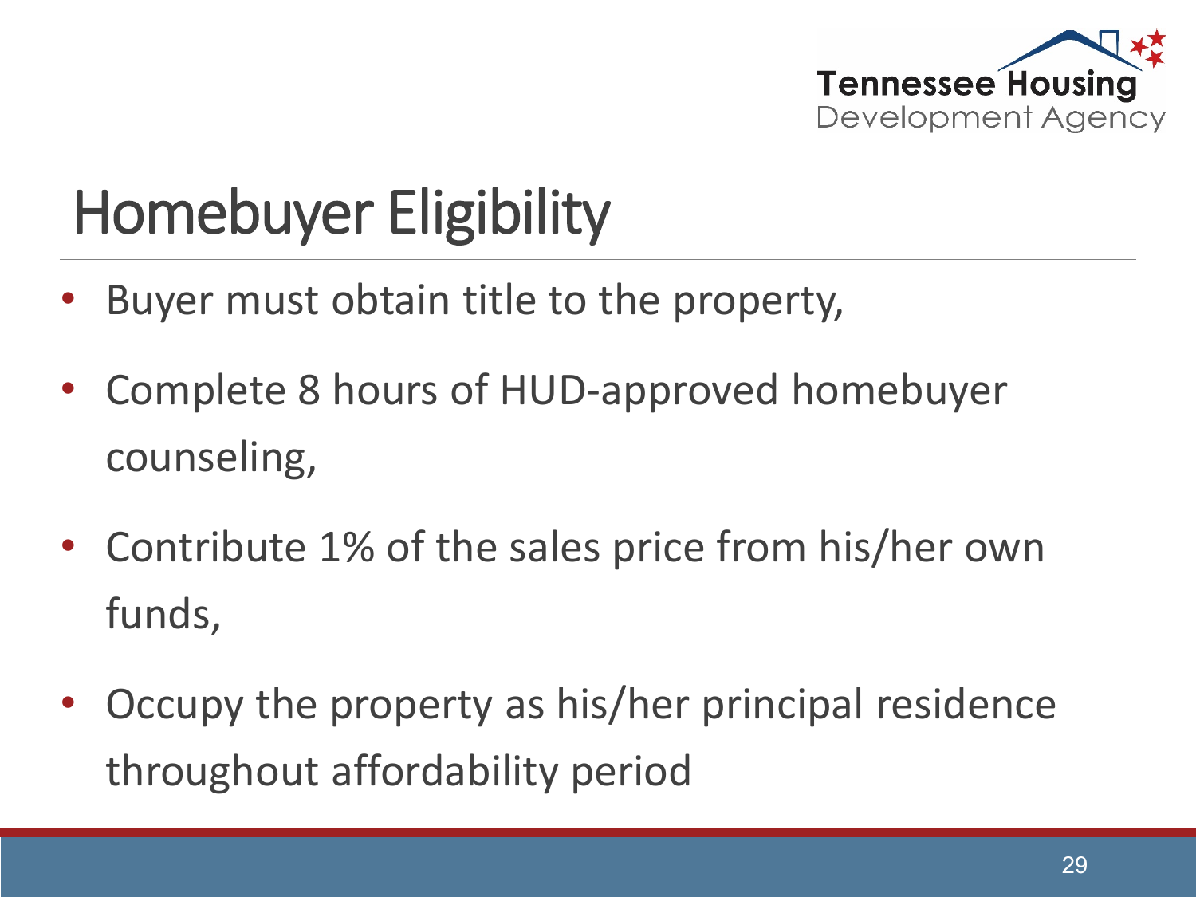# Homebuyer Eligibility

- Buyer must obtain title to the property,
- Complete 8 hours of HUD-approved homebuyer counseling,
- Contribute 1% of the sales price from his/her own funds,
- Occupy the property as his/her principal residence throughout affordability period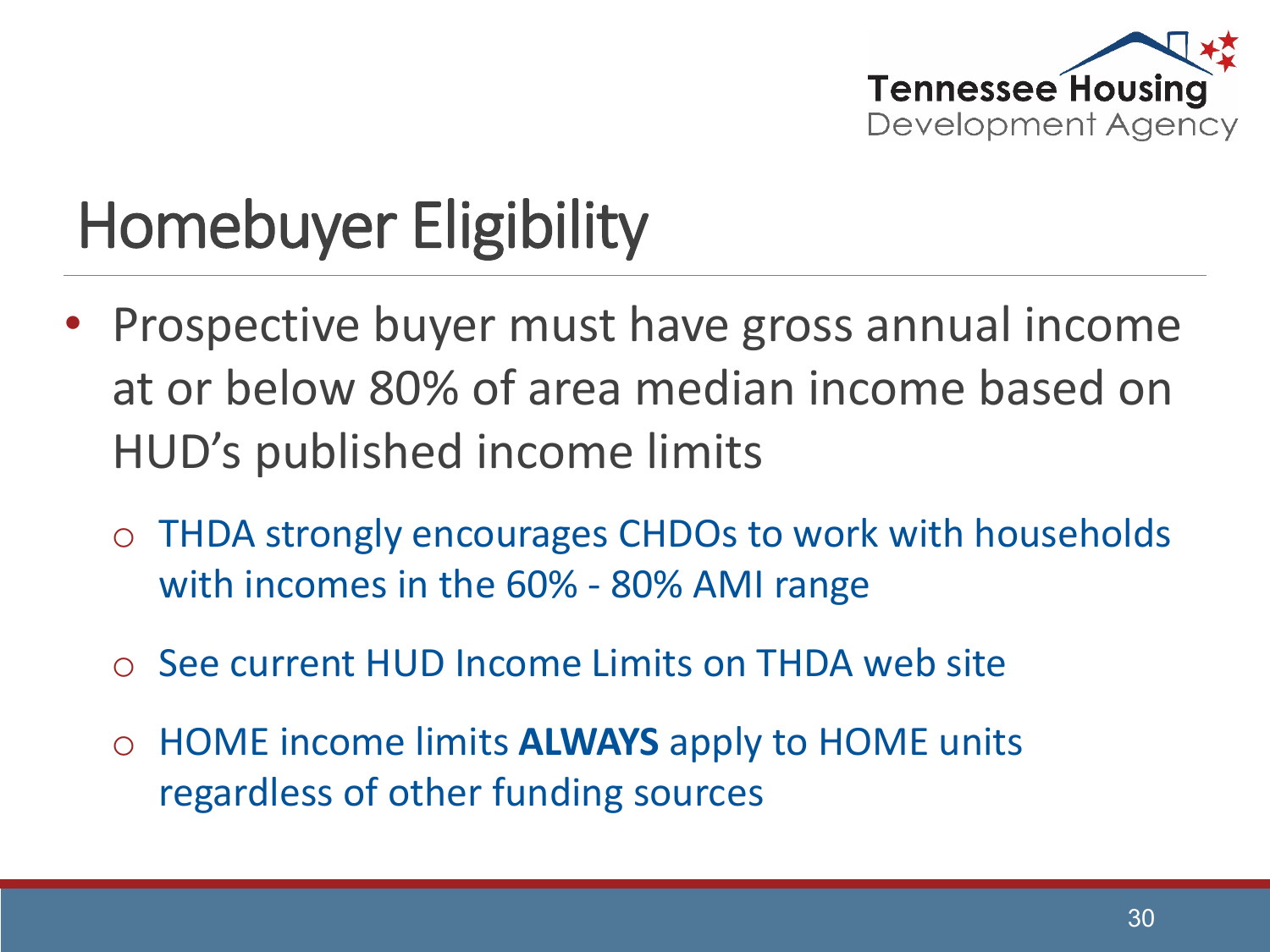# Homebuyer Eligibility

- Prospective buyer must have gross annual income at or below 80% of area median income based on HUD's published income limits
  - THDA strongly encourages CHDOs to work with households with incomes in the 60% - 80% AMI range
  - See current HUD Income Limits on THDA web site
  - HOME income limits **ALWAYS** apply to HOME units regardless of other funding sources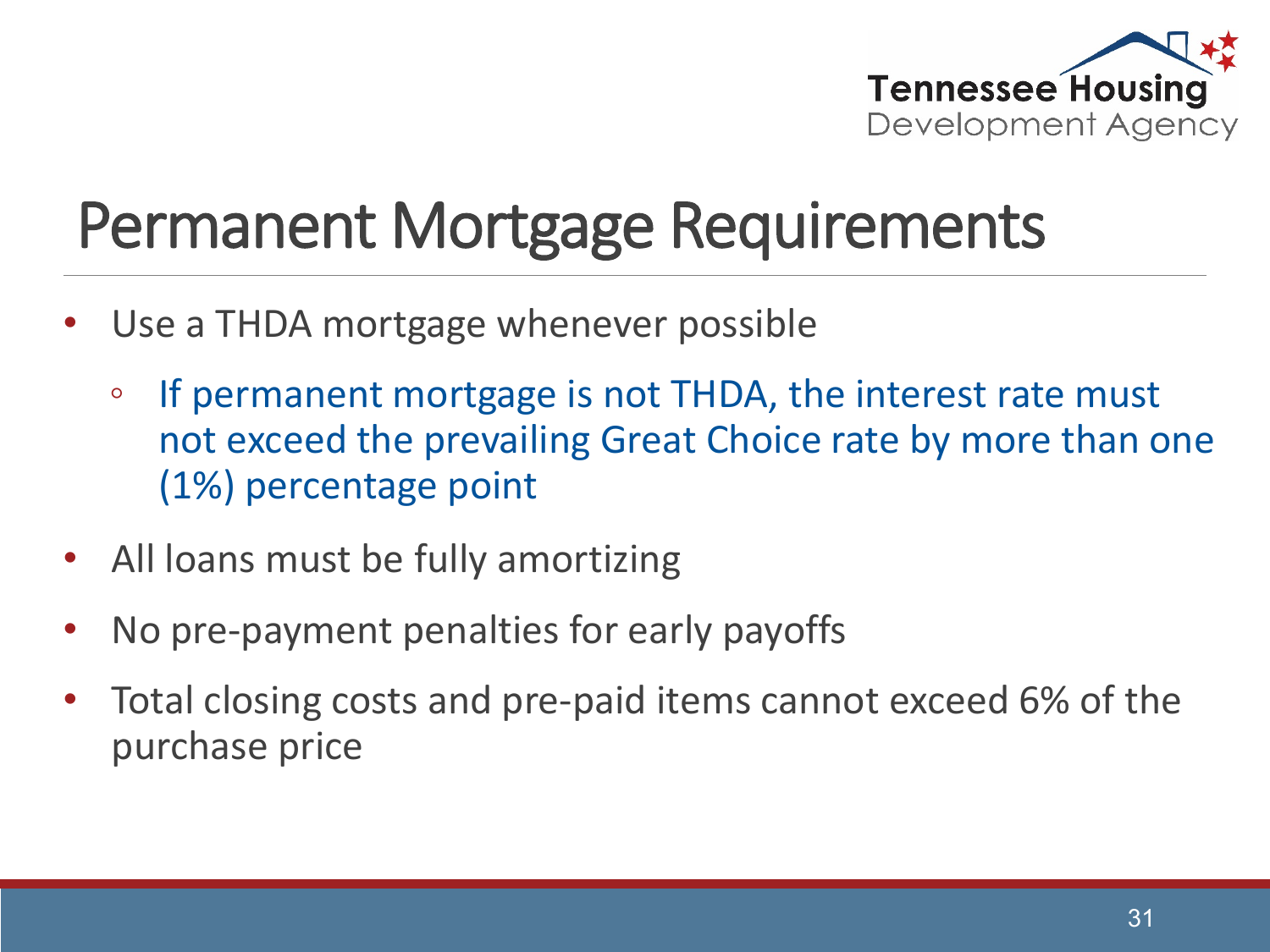# Permanent Mortgage Requirements

- Use a THDA mortgage whenever possible
  - If permanent mortgage is not THDA, the interest rate must not exceed the prevailing Great Choice rate by more than one (1%) percentage point
- All loans must be fully amortizing
- No pre-payment penalties for early payoffs
- Total closing costs and pre-paid items cannot exceed 6% of the purchase price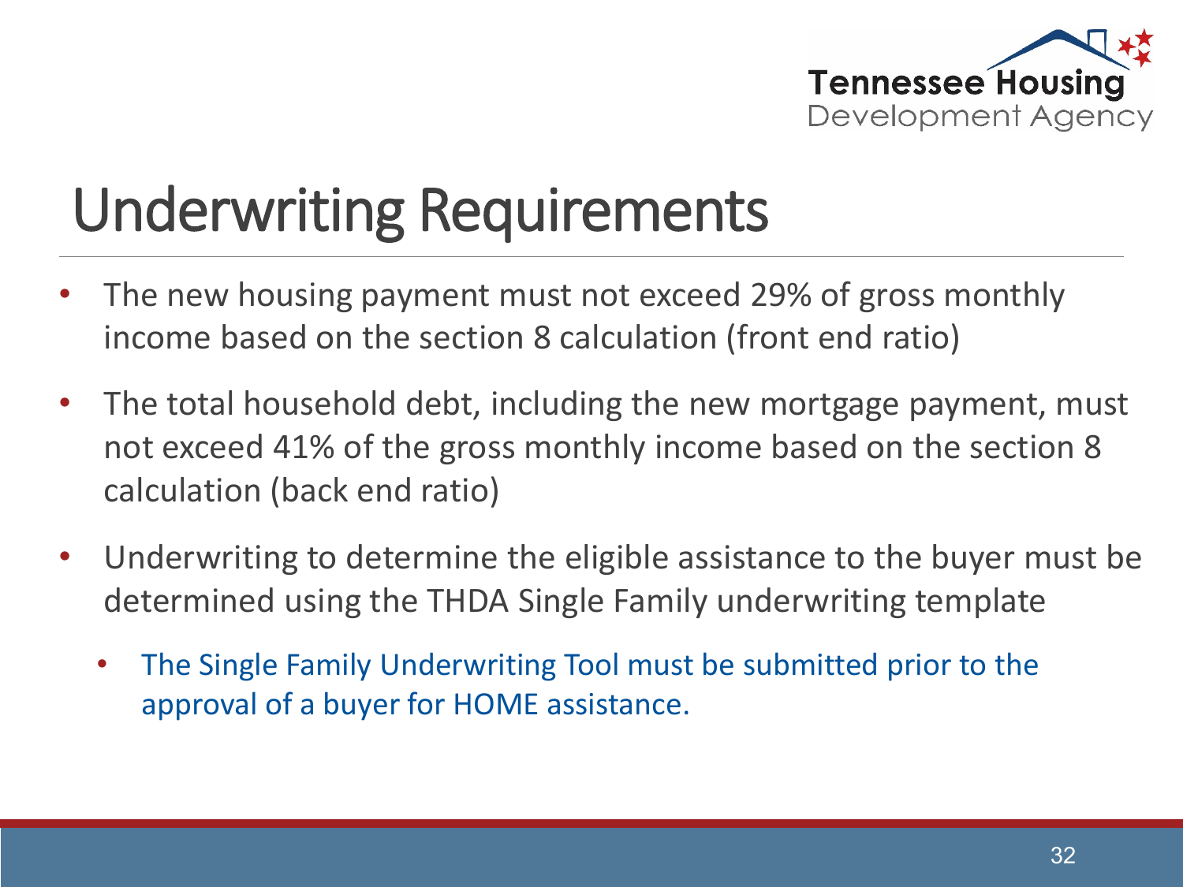# Underwriting Requirements

- The new housing payment must not exceed 29% of gross monthly income based on the section 8 calculation (front end ratio)
- The total household debt, including the new mortgage payment, must not exceed 41% of the gross monthly income based on the section 8 calculation (back end ratio)
- Underwriting to determine the eligible assistance to the buyer must be determined using the THDA Single Family underwriting template
  - The Single Family Underwriting Tool must be submitted prior to the approval of a buyer for HOME assistance.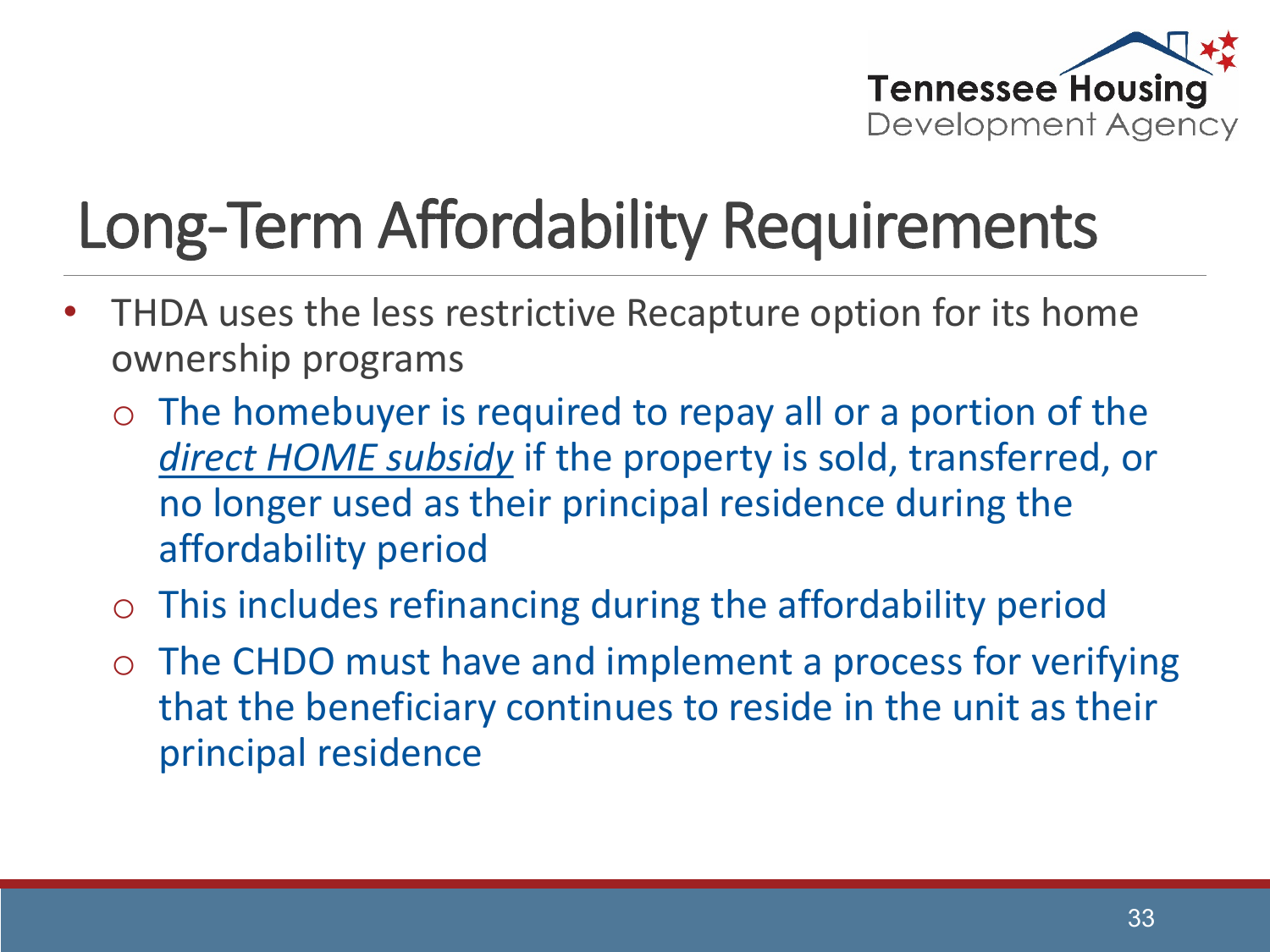# Long-Term Affordability Requirements

- THDA uses the less restrictive Recapture option for its home ownership programs
  - The homebuyer is required to repay all or a portion of the *direct HOME subsidy* if the property is sold, transferred, or no longer used as their principal residence during the affordability period
  - This includes refinancing during the affordability period
  - The CHDO must have and implement a process for verifying that the beneficiary continues to reside in the unit as their principal residence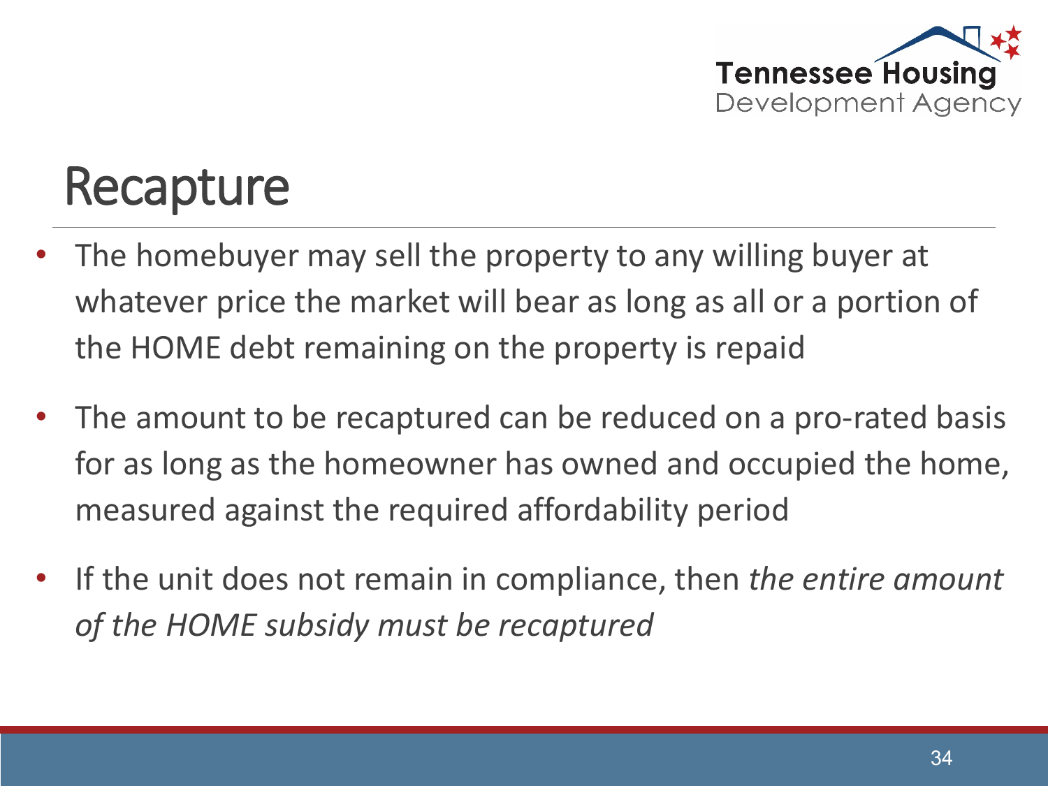# Recapture

- The homebuyer may sell the property to any willing buyer at whatever price the market will bear as long as all or a portion of the HOME debt remaining on the property is repaid
- The amount to be recaptured can be reduced on a pro-rated basis for as long as the homeowner has owned and occupied the home, measured against the required affordability period
- If the unit does not remain in compliance, then *the entire amount of the HOME subsidy must be recaptured*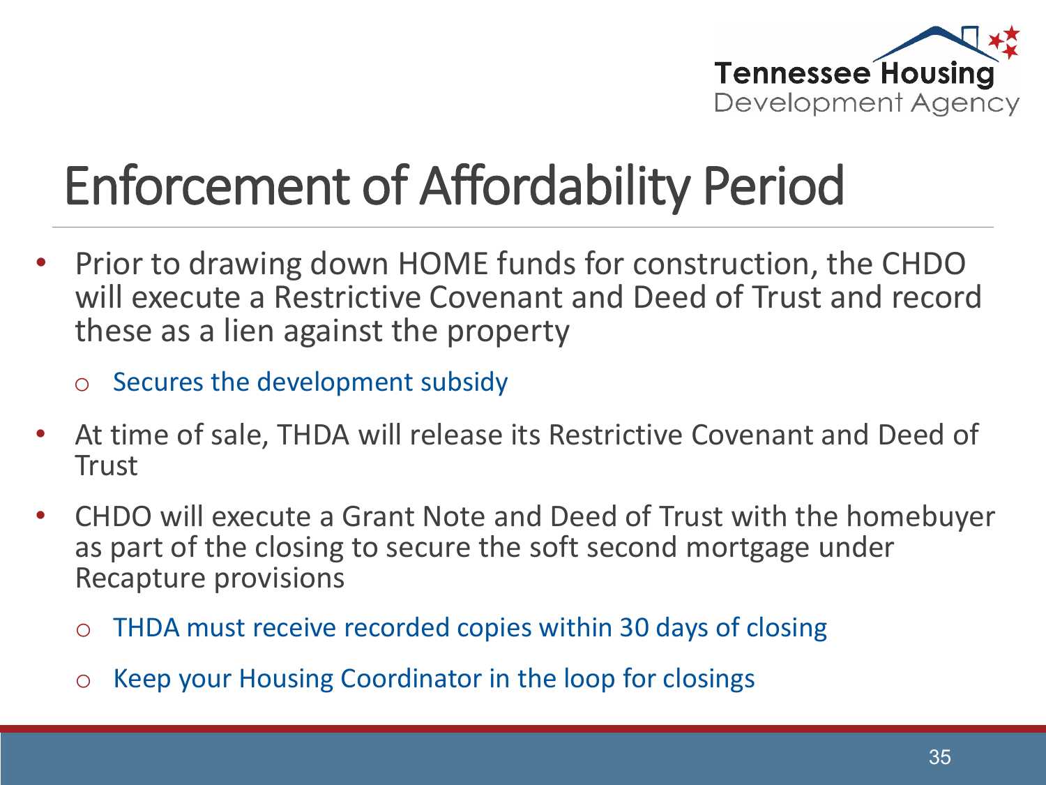# Enforcement of Affordability Period

- Prior to drawing down HOME funds for construction, the CHDO will execute a Restrictive Covenant and Deed of Trust and record these as a lien against the property
  - Secures the development subsidy
- At time of sale, THDA will release its Restrictive Covenant and Deed of Trust
- CHDO will execute a Grant Note and Deed of Trust with the homebuyer as part of the closing to secure the soft second mortgage under Recapture provisions
  - THDA must receive recorded copies within 30 days of closing
  - Keep your Housing Coordinator in the loop for closings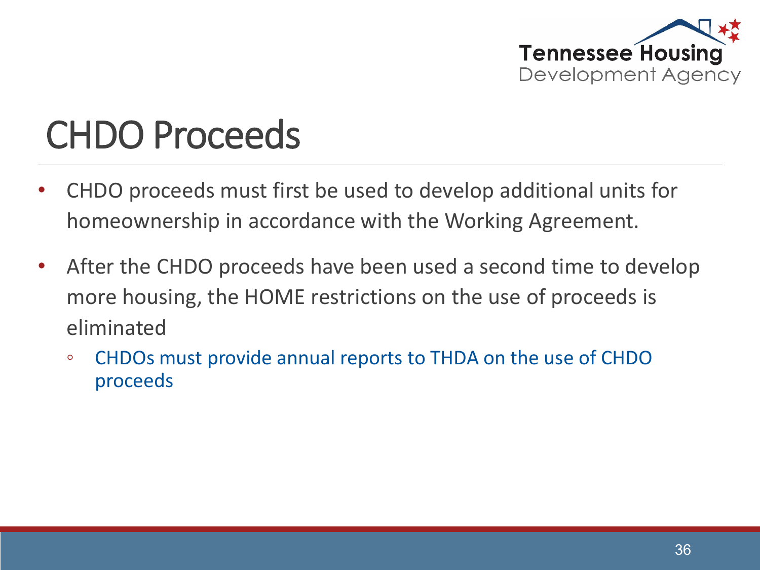# CHDO Proceeds

- CHDO proceeds must first be used to develop additional units for homeownership in accordance with the Working Agreement.
- After the CHDO proceeds have been used a second time to develop more housing, the HOME restrictions on the use of proceeds is eliminated
  - CHDOs must provide annual reports to THDA on the use of CHDO proceeds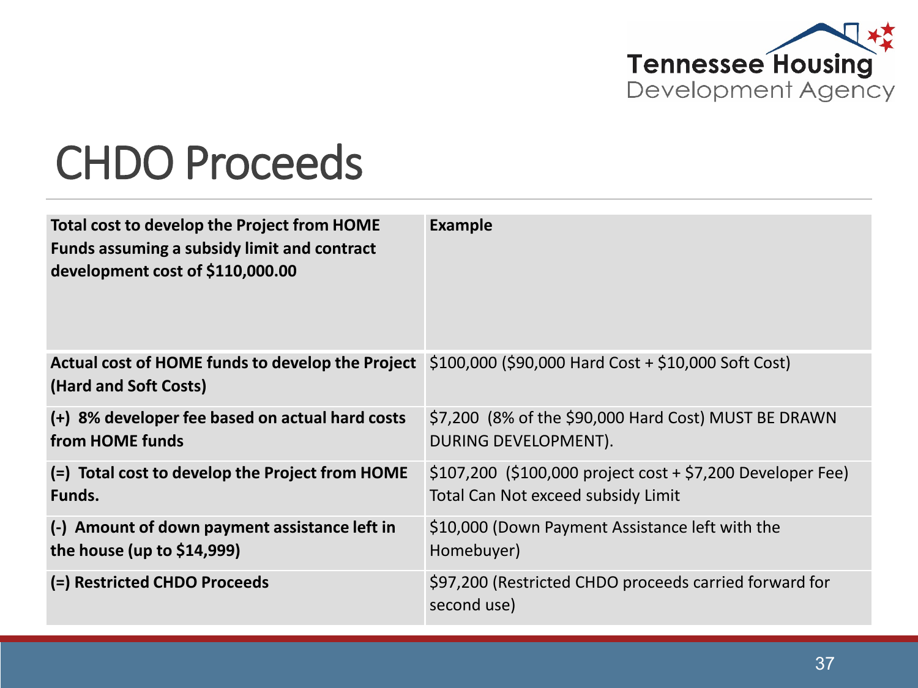# CHDO Proceeds

| Total cost to develop the Project from HOME Funds assuming a subsidy limit and contract development cost of $110,000.00 | Example |
|---|---|
| **Actual cost of HOME funds to develop the Project (Hard and Soft Costs)** | $100,000 ($90,000 Hard Cost + $10,000 Soft Cost) |
| **(+) 8% developer fee based on actual hard costs from HOME funds** | $7,200 (8% of the $90,000 Hard Cost) MUST BE DRAWN DURING DEVELOPMENT). |
| **(=) Total cost to develop the Project from HOME Funds.** | $107,200 ($100,000 project cost + $7,200 Developer Fee) Total Can Not exceed subsidy Limit |
| **(-) Amount of down payment assistance left in the house (up to $14,999)** | $10,000 (Down Payment Assistance left with the Homebuyer) |
| **(=) Restricted CHDO Proceeds** | $97,200 (Restricted CHDO proceeds carried forward for second use) |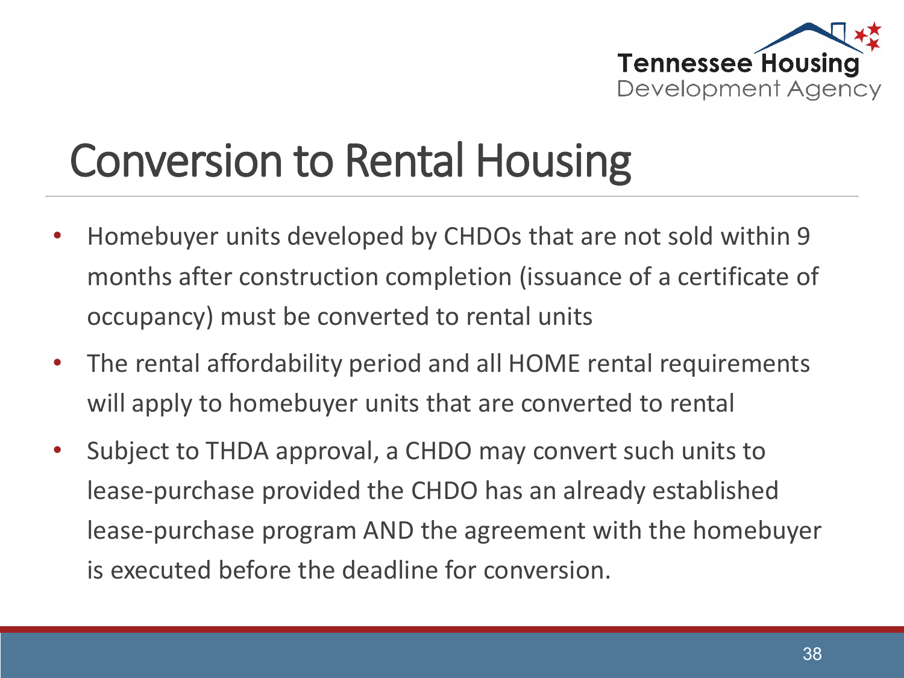# Conversion to Rental Housing

- Homebuyer units developed by CHDOs that are not sold within 9 months after construction completion (issuance of a certificate of occupancy) must be converted to rental units
- The rental affordability period and all HOME rental requirements will apply to homebuyer units that are converted to rental
- Subject to THDA approval, a CHDO may convert such units to lease-purchase provided the CHDO has an already established lease-purchase program AND the agreement with the homebuyer is executed before the deadline for conversion.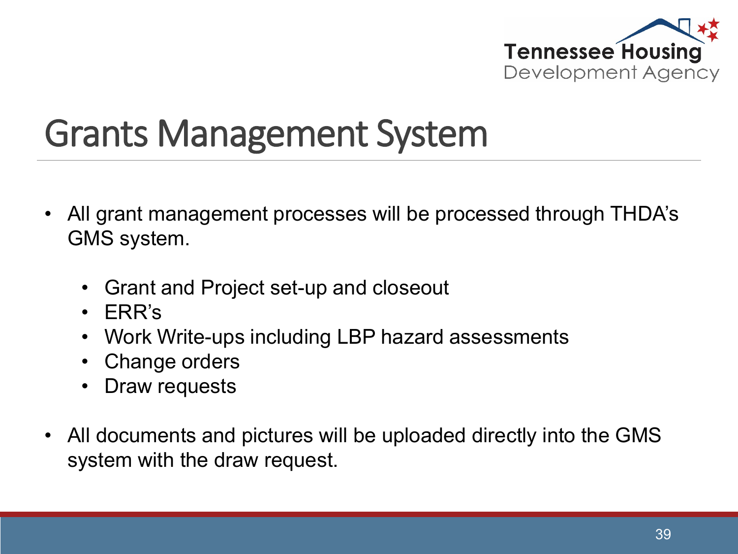# Grants Management System

- All grant management processes will be processed through THDA's GMS system.
  - Grant and Project set-up and closeout
  - ERR's
  - Work Write-ups including LBP hazard assessments
  - Change orders
  - Draw requests
- All documents and pictures will be uploaded directly into the GMS system with the draw request.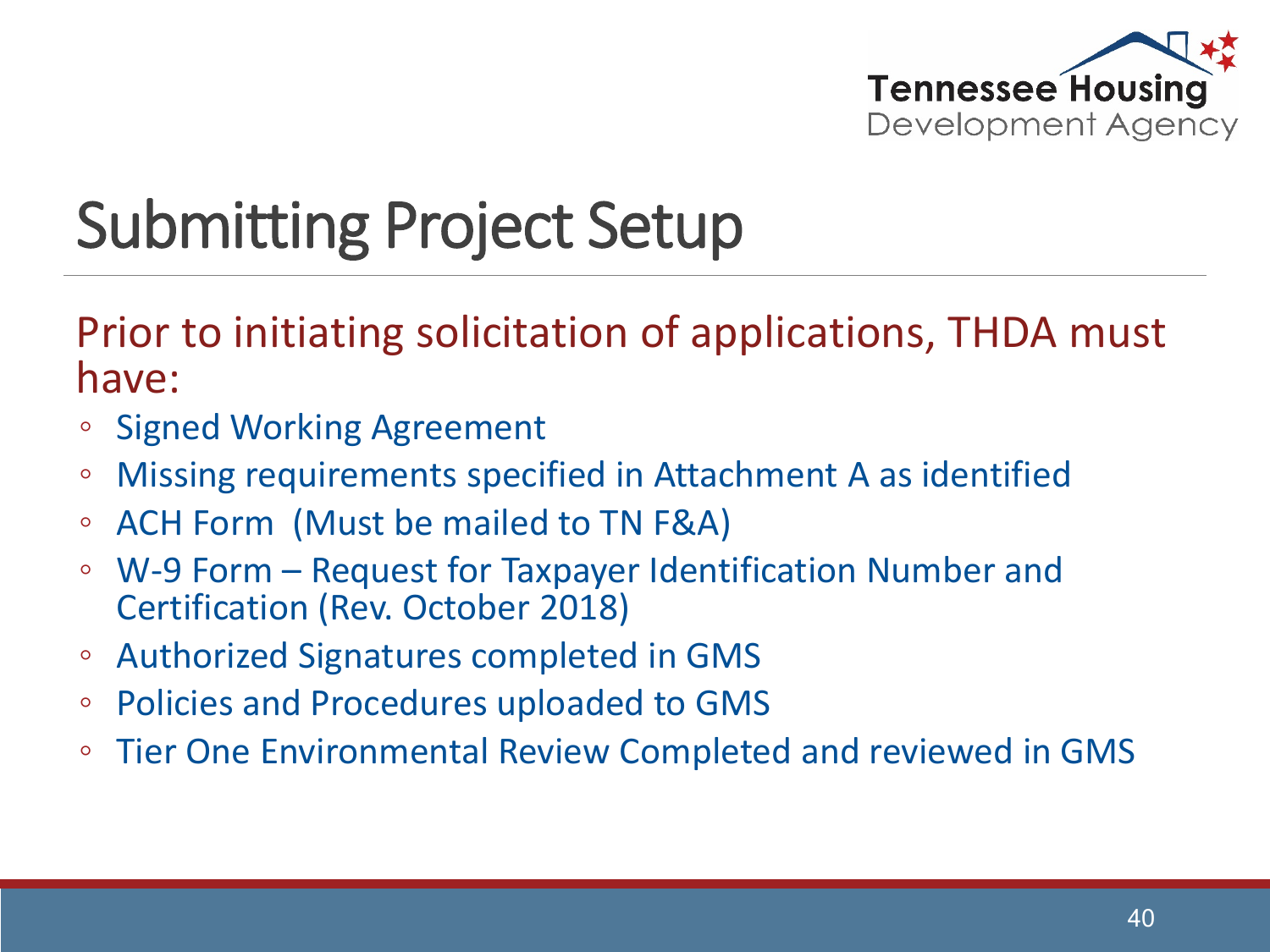# Submitting Project Setup

Prior to initiating solicitation of applications, THDA must have:

- Signed Working Agreement
- Missing requirements specified in Attachment A as identified
- ACH Form  (Must be mailed to TN F&A)
- W-9 Form – Request for Taxpayer Identification Number and Certification (Rev. October 2018)
- Authorized Signatures completed in GMS
- Policies and Procedures uploaded to GMS
- Tier One Environmental Review Completed and reviewed in GMS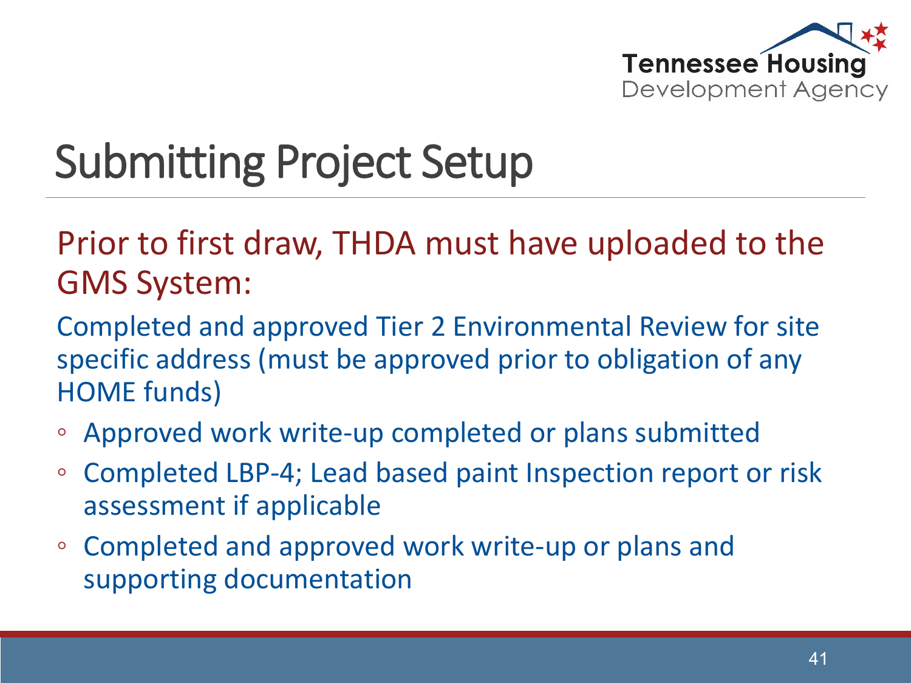# Submitting Project Setup

Prior to first draw, THDA must have uploaded to the GMS System:

Completed and approved Tier 2 Environmental Review for site specific address (must be approved prior to obligation of any HOME funds)

- Approved work write-up completed or plans submitted
- Completed LBP-4; Lead based paint Inspection report or risk assessment if applicable
- Completed and approved work write-up or plans and supporting documentation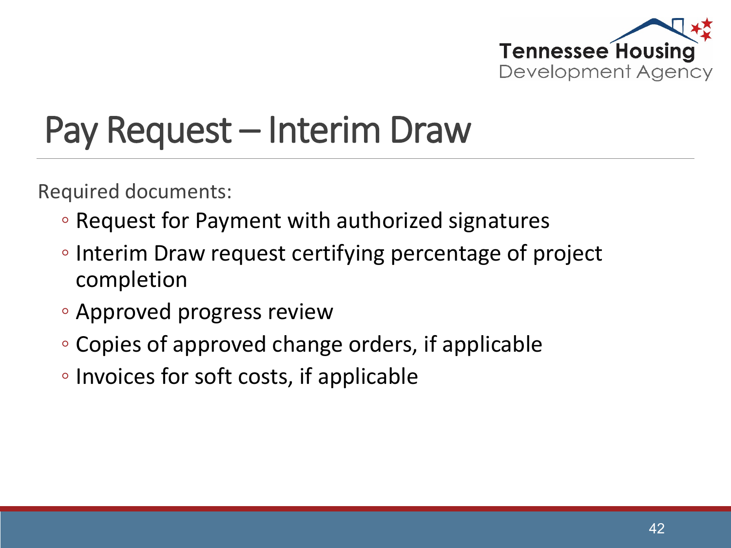# Pay Request – Interim Draw

Required documents:

- Request for Payment with authorized signatures
- Interim Draw request certifying percentage of project completion
- Approved progress review
- Copies of approved change orders, if applicable
- Invoices for soft costs, if applicable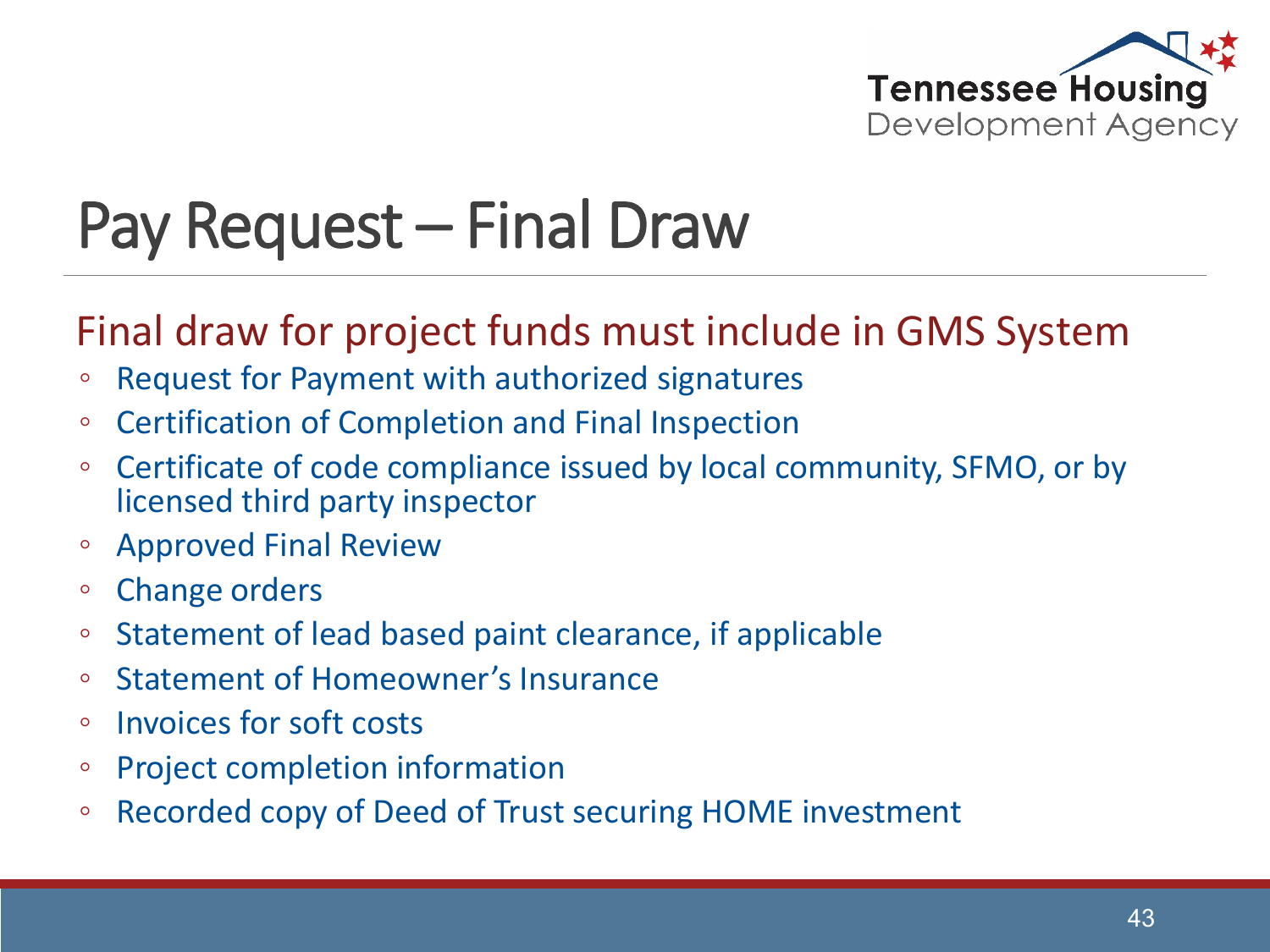# Pay Request – Final Draw

## Final draw for project funds must include in GMS System

- Request for Payment with authorized signatures
- Certification of Completion and Final Inspection
- Certificate of code compliance issued by local community, SFMO, or by licensed third party inspector
- Approved Final Review
- Change orders
- Statement of lead based paint clearance, if applicable
- Statement of Homeowner's Insurance
- Invoices for soft costs
- Project completion information
- Recorded copy of Deed of Trust securing HOME investment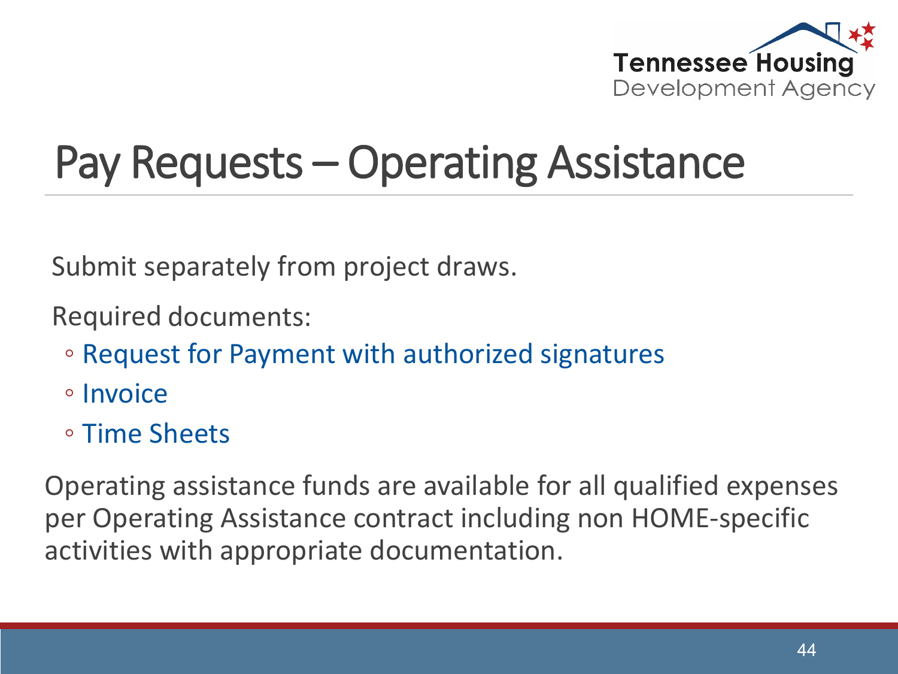# Pay Requests – Operating Assistance

Submit separately from project draws.

Required documents:

- Request for Payment with authorized signatures
- Invoice
- Time Sheets

Operating assistance funds are available for all qualified expenses per Operating Assistance contract including non HOME-specific activities with appropriate documentation.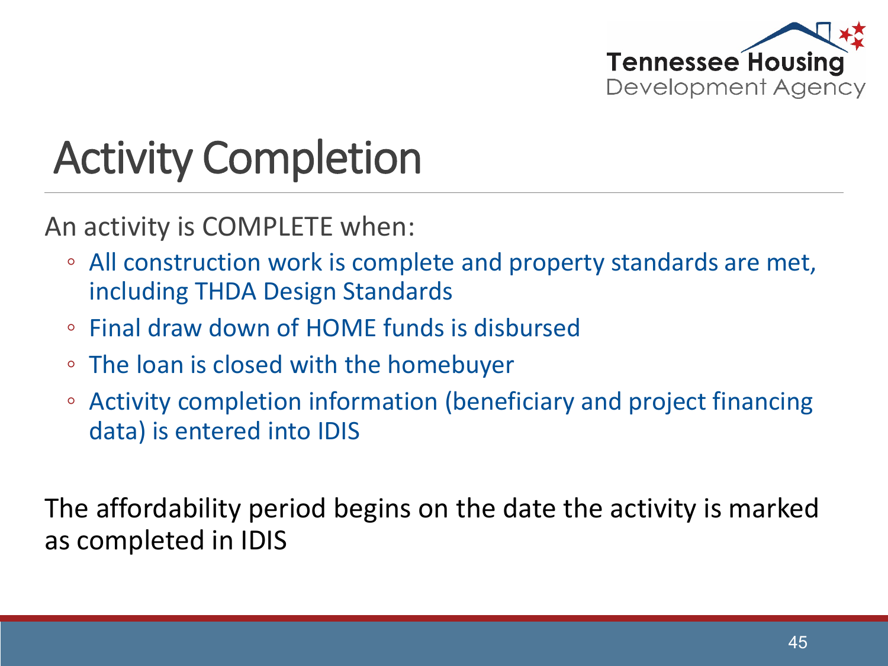# Activity Completion

An activity is COMPLETE when:

- All construction work is complete and property standards are met, including THDA Design Standards
- Final draw down of HOME funds is disbursed
- The loan is closed with the homebuyer
- Activity completion information (beneficiary and project financing data) is entered into IDIS

The affordability period begins on the date the activity is marked as completed in IDIS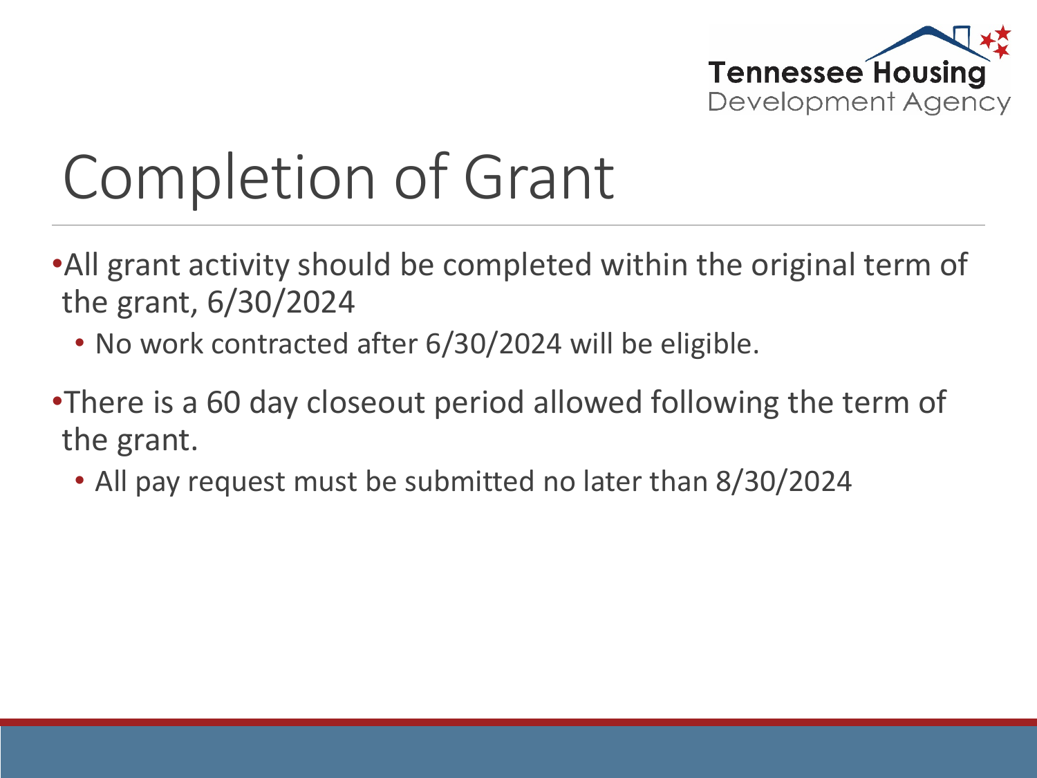# Completion of Grant

- All grant activity should be completed within the original term of the grant, 6/30/2024
  - No work contracted after 6/30/2024 will be eligible.
- There is a 60 day closeout period allowed following the term of the grant.
  - All pay request must be submitted no later than 8/30/2024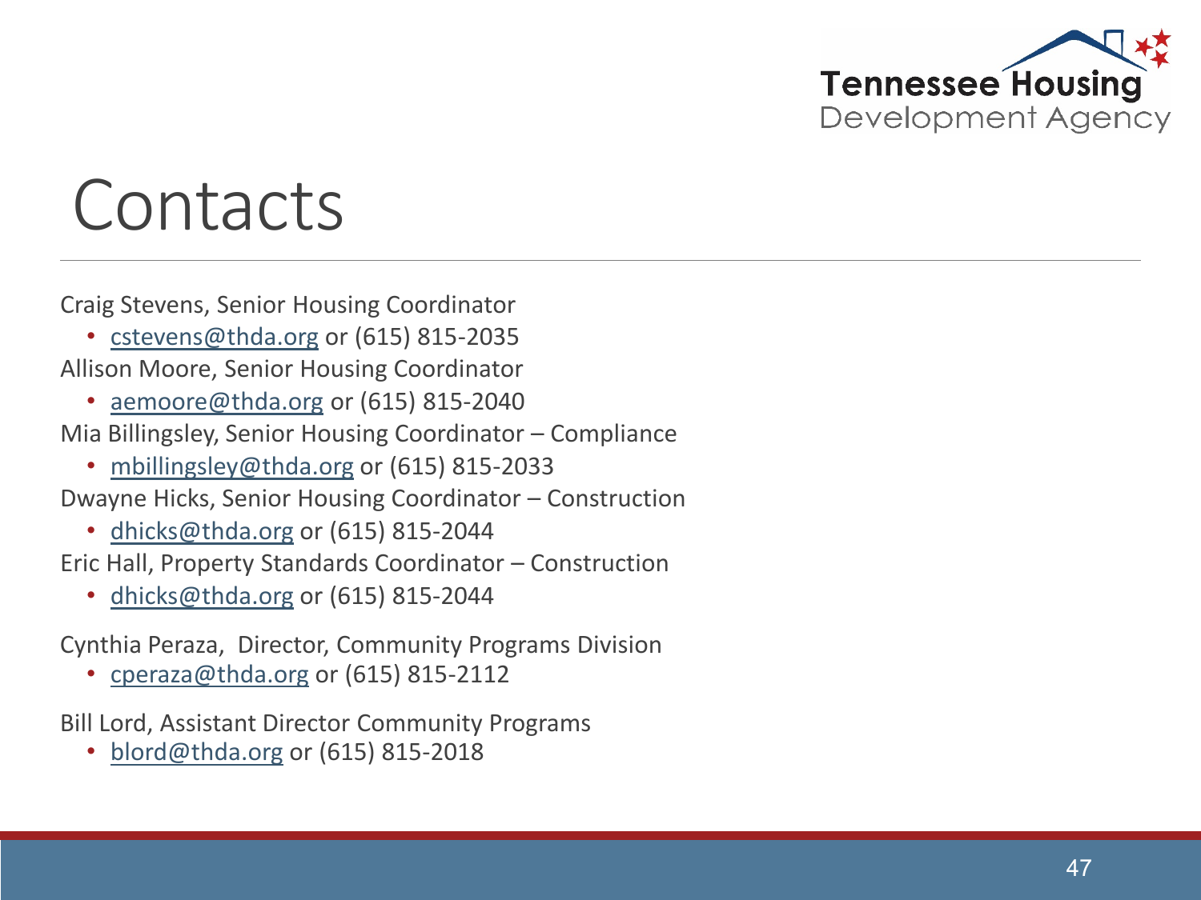# Contacts

Craig Stevens, Senior Housing Coordinator

- cstevens@thda.org or (615) 815-2035

Allison Moore, Senior Housing Coordinator

- aemoore@thda.org or (615) 815-2040

Mia Billingsley, Senior Housing Coordinator – Compliance

- mbillingsley@thda.org or (615) 815-2033

Dwayne Hicks, Senior Housing Coordinator – Construction

- dhicks@thda.org or (615) 815-2044

Eric Hall, Property Standards Coordinator – Construction

- dhicks@thda.org or (615) 815-2044

Cynthia Peraza, Director, Community Programs Division

- cperaza@thda.org or (615) 815-2112

Bill Lord, Assistant Director Community Programs

- blord@thda.org or (615) 815-2018